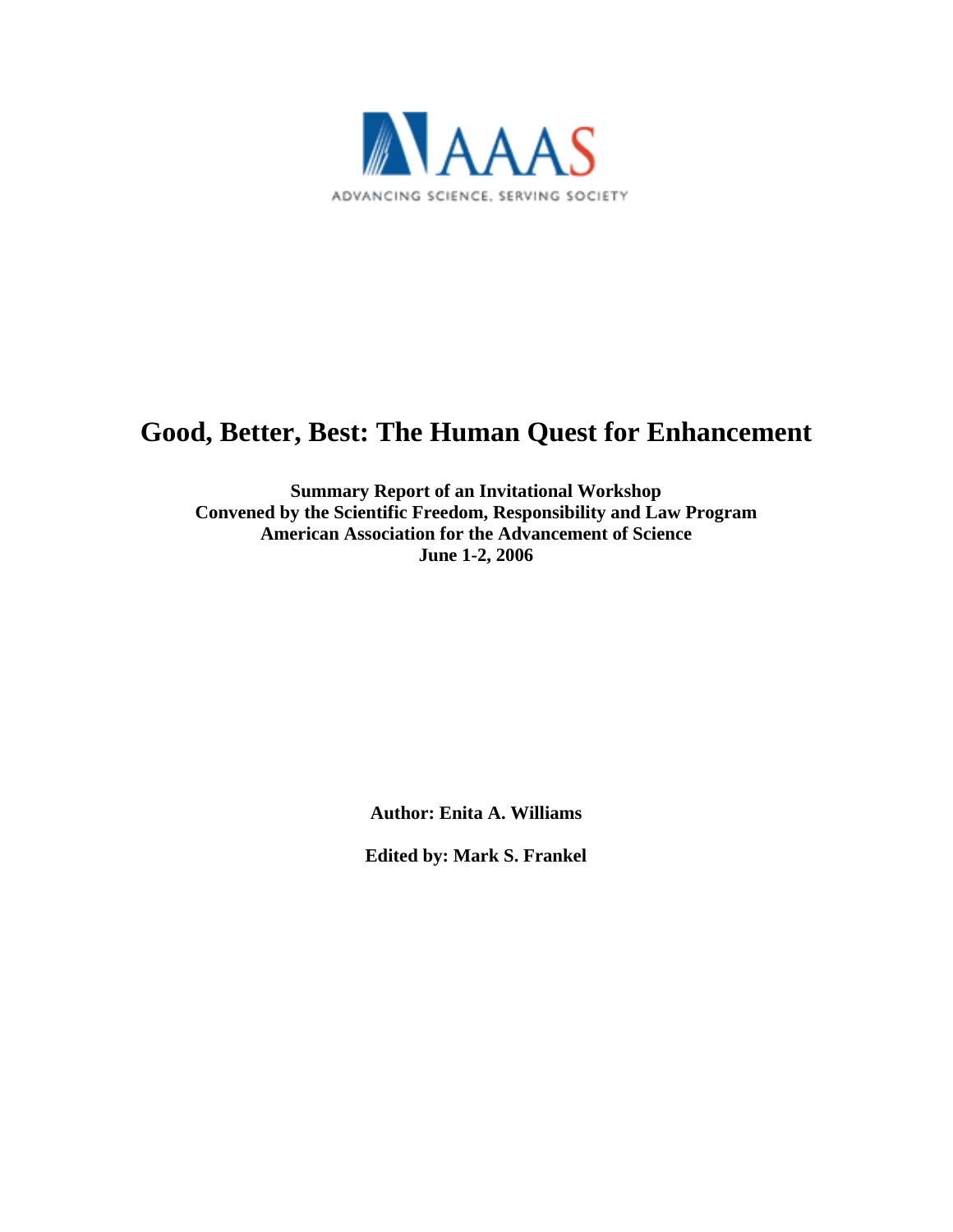AAAS

ADVANCING SCIENCE, SERVING SOCIETY

# Good, Better, Best: The Human Quest for Enhancement

**Summary Report of an Invitational Workshop**
**Convened by the Scientific Freedom, Responsibility and Law Program**
**American Association for the Advancement of Science**
**June 1-2, 2006**

**Author: Enita A. Williams**

**Edited by: Mark S. Frankel**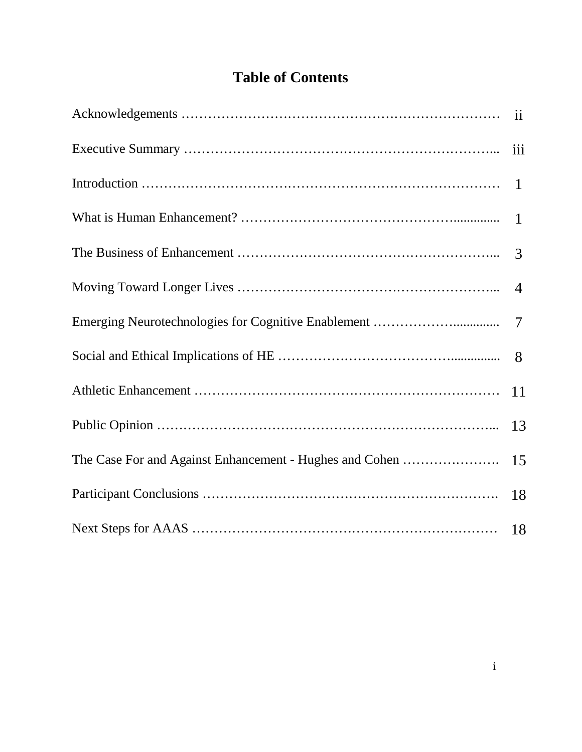# Table of Contents

| | |
|---|---|
| Acknowledgements | ii |
| Executive Summary | iii |
| Introduction | 1 |
| What is Human Enhancement? | 1 |
| The Business of Enhancement | 3 |
| Moving Toward Longer Lives | 4 |
| Emerging Neurotechnologies for Cognitive Enablement | 7 |
| Social and Ethical Implications of HE | 8 |
| Athletic Enhancement | 11 |
| Public Opinion | 13 |
| The Case For and Against Enhancement - Hughes and Cohen | 15 |
| Participant Conclusions | 18 |
| Next Steps for AAAS | 18 |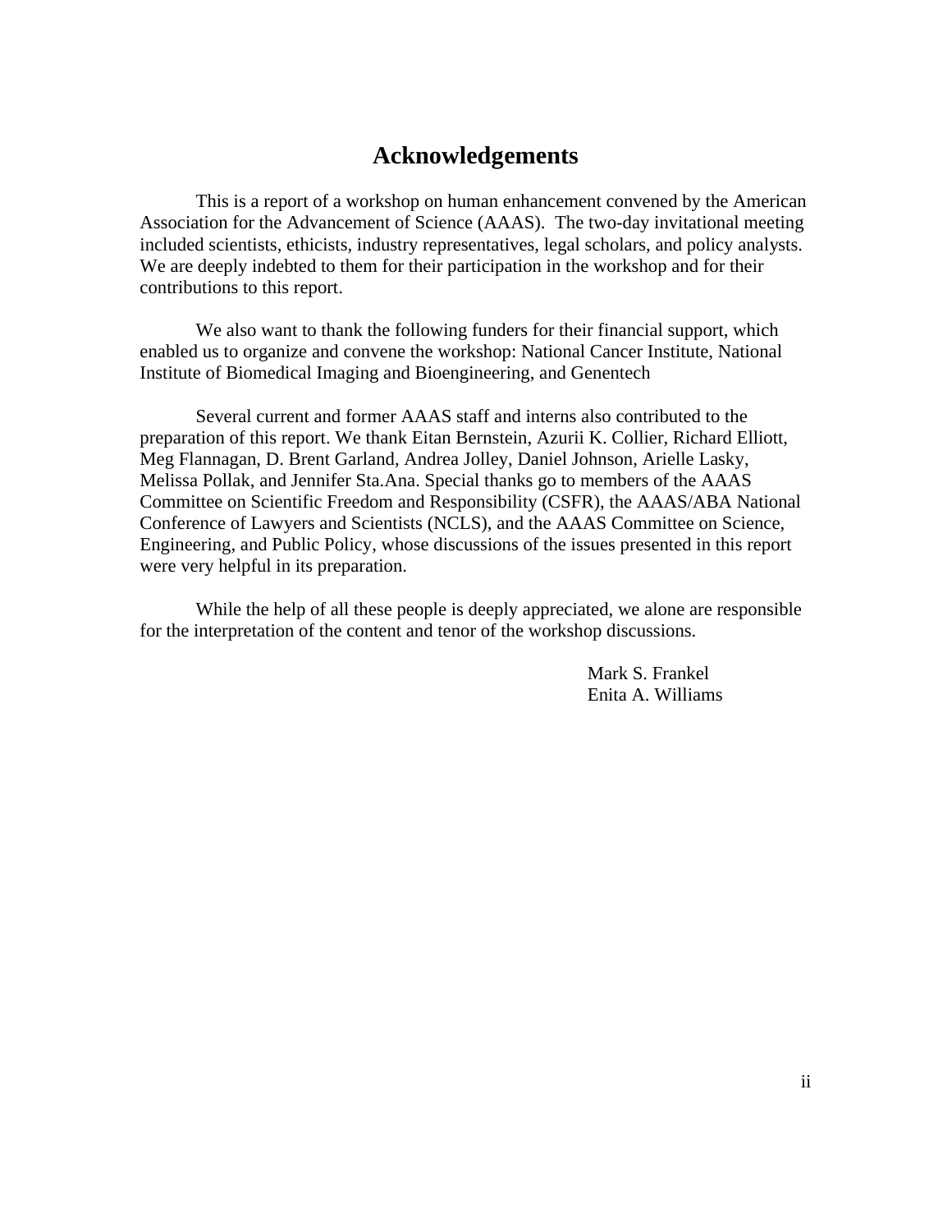# Acknowledgements

This is a report of a workshop on human enhancement convened by the American Association for the Advancement of Science (AAAS). The two-day invitational meeting included scientists, ethicists, industry representatives, legal scholars, and policy analysts. We are deeply indebted to them for their participation in the workshop and for their contributions to this report.

We also want to thank the following funders for their financial support, which enabled us to organize and convene the workshop: National Cancer Institute, National Institute of Biomedical Imaging and Bioengineering, and Genentech

Several current and former AAAS staff and interns also contributed to the preparation of this report. We thank Eitan Bernstein, Azurii K. Collier, Richard Elliott, Meg Flannagan, D. Brent Garland, Andrea Jolley, Daniel Johnson, Arielle Lasky, Melissa Pollak, and Jennifer Sta.Ana. Special thanks go to members of the AAAS Committee on Scientific Freedom and Responsibility (CSFR), the AAAS/ABA National Conference of Lawyers and Scientists (NCLS), and the AAAS Committee on Science, Engineering, and Public Policy, whose discussions of the issues presented in this report were very helpful in its preparation.

While the help of all these people is deeply appreciated, we alone are responsible for the interpretation of the content and tenor of the workshop discussions.

Mark S. Frankel
Enita A. Williams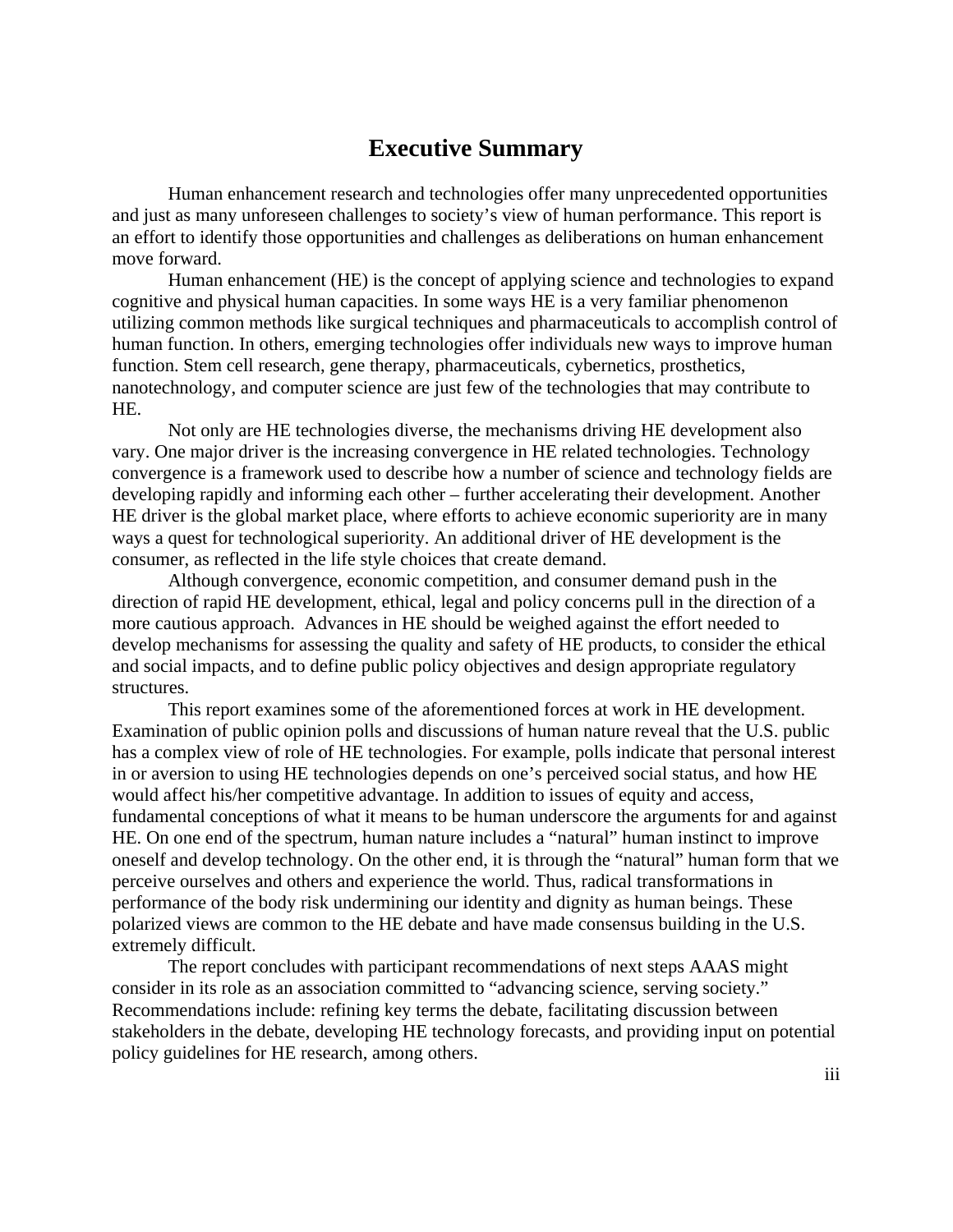# Executive Summary

Human enhancement research and technologies offer many unprecedented opportunities and just as many unforeseen challenges to society's view of human performance. This report is an effort to identify those opportunities and challenges as deliberations on human enhancement move forward.

Human enhancement (HE) is the concept of applying science and technologies to expand cognitive and physical human capacities. In some ways HE is a very familiar phenomenon utilizing common methods like surgical techniques and pharmaceuticals to accomplish control of human function. In others, emerging technologies offer individuals new ways to improve human function. Stem cell research, gene therapy, pharmaceuticals, cybernetics, prosthetics, nanotechnology, and computer science are just few of the technologies that may contribute to HE.

Not only are HE technologies diverse, the mechanisms driving HE development also vary. One major driver is the increasing convergence in HE related technologies. Technology convergence is a framework used to describe how a number of science and technology fields are developing rapidly and informing each other – further accelerating their development. Another HE driver is the global market place, where efforts to achieve economic superiority are in many ways a quest for technological superiority. An additional driver of HE development is the consumer, as reflected in the life style choices that create demand.

Although convergence, economic competition, and consumer demand push in the direction of rapid HE development, ethical, legal and policy concerns pull in the direction of a more cautious approach. Advances in HE should be weighed against the effort needed to develop mechanisms for assessing the quality and safety of HE products, to consider the ethical and social impacts, and to define public policy objectives and design appropriate regulatory structures.

This report examines some of the aforementioned forces at work in HE development. Examination of public opinion polls and discussions of human nature reveal that the U.S. public has a complex view of role of HE technologies. For example, polls indicate that personal interest in or aversion to using HE technologies depends on one's perceived social status, and how HE would affect his/her competitive advantage. In addition to issues of equity and access, fundamental conceptions of what it means to be human underscore the arguments for and against HE. On one end of the spectrum, human nature includes a "natural" human instinct to improve oneself and develop technology. On the other end, it is through the "natural" human form that we perceive ourselves and others and experience the world. Thus, radical transformations in performance of the body risk undermining our identity and dignity as human beings. These polarized views are common to the HE debate and have made consensus building in the U.S. extremely difficult.

The report concludes with participant recommendations of next steps AAAS might consider in its role as an association committed to "advancing science, serving society." Recommendations include: refining key terms the debate, facilitating discussion between stakeholders in the debate, developing HE technology forecasts, and providing input on potential policy guidelines for HE research, among others.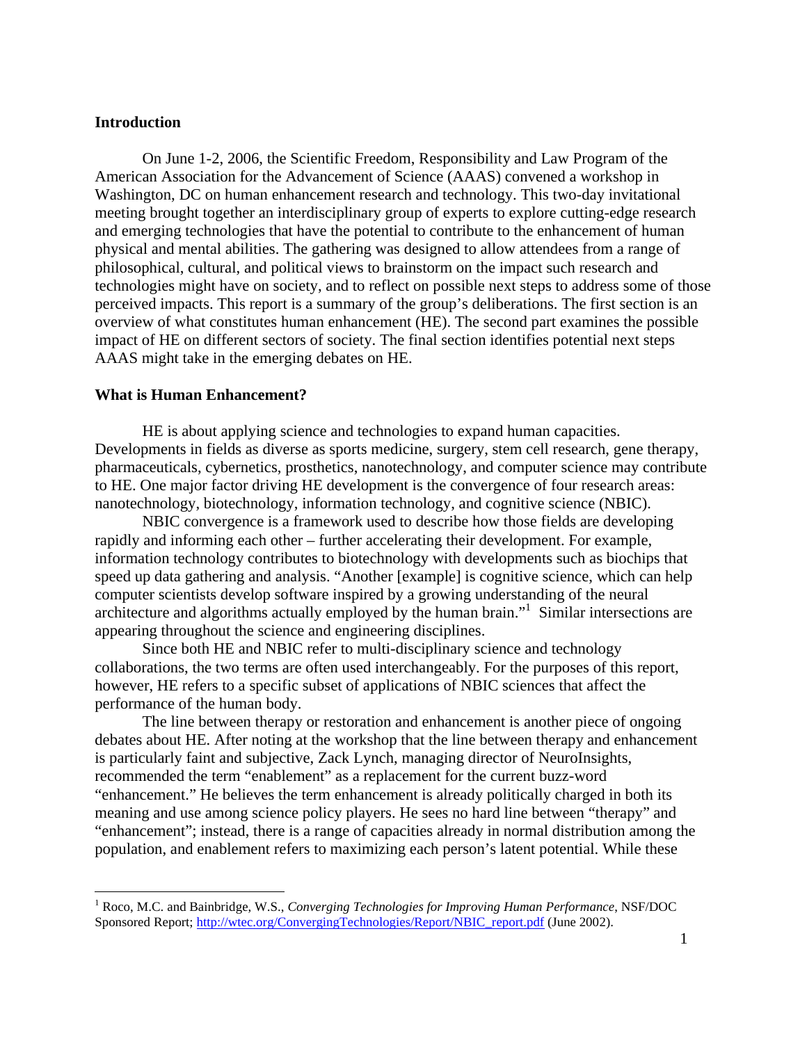## Introduction

On June 1-2, 2006, the Scientific Freedom, Responsibility and Law Program of the American Association for the Advancement of Science (AAAS) convened a workshop in Washington, DC on human enhancement research and technology. This two-day invitational meeting brought together an interdisciplinary group of experts to explore cutting-edge research and emerging technologies that have the potential to contribute to the enhancement of human physical and mental abilities. The gathering was designed to allow attendees from a range of philosophical, cultural, and political views to brainstorm on the impact such research and technologies might have on society, and to reflect on possible next steps to address some of those perceived impacts. This report is a summary of the group's deliberations. The first section is an overview of what constitutes human enhancement (HE). The second part examines the possible impact of HE on different sectors of society. The final section identifies potential next steps AAAS might take in the emerging debates on HE.

## What is Human Enhancement?

HE is about applying science and technologies to expand human capacities. Developments in fields as diverse as sports medicine, surgery, stem cell research, gene therapy, pharmaceuticals, cybernetics, prosthetics, nanotechnology, and computer science may contribute to HE. One major factor driving HE development is the convergence of four research areas: nanotechnology, biotechnology, information technology, and cognitive science (NBIC).

NBIC convergence is a framework used to describe how those fields are developing rapidly and informing each other – further accelerating their development. For example, information technology contributes to biotechnology with developments such as biochips that speed up data gathering and analysis. "Another [example] is cognitive science, which can help computer scientists develop software inspired by a growing understanding of the neural architecture and algorithms actually employed by the human brain."[1] Similar intersections are appearing throughout the science and engineering disciplines.

Since both HE and NBIC refer to multi-disciplinary science and technology collaborations, the two terms are often used interchangeably. For the purposes of this report, however, HE refers to a specific subset of applications of NBIC sciences that affect the performance of the human body.

The line between therapy or restoration and enhancement is another piece of ongoing debates about HE. After noting at the workshop that the line between therapy and enhancement is particularly faint and subjective, Zack Lynch, managing director of NeuroInsights, recommended the term "enablement" as a replacement for the current buzz-word "enhancement." He believes the term enhancement is already politically charged in both its meaning and use among science policy players. He sees no hard line between "therapy" and "enhancement"; instead, there is a range of capacities already in normal distribution among the population, and enablement refers to maximizing each person's latent potential. While these

---

[1] Roco, M.C. and Bainbridge, W.S., *Converging Technologies for Improving Human Performance*, NSF/DOC Sponsored Report; http://wtec.org/ConvergingTechnologies/Report/NBIC_report.pdf (June 2002).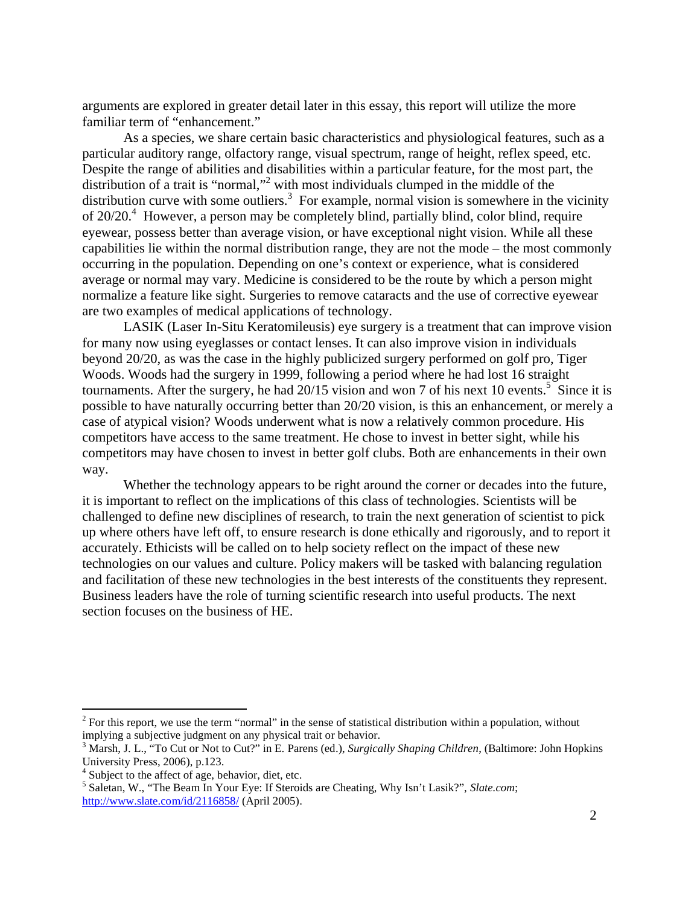arguments are explored in greater detail later in this essay, this report will utilize the more familiar term of "enhancement."

As a species, we share certain basic characteristics and physiological features, such as a particular auditory range, olfactory range, visual spectrum, range of height, reflex speed, etc. Despite the range of abilities and disabilities within a particular feature, for the most part, the distribution of a trait is "normal,"[2] with most individuals clumped in the middle of the distribution curve with some outliers.[3] For example, normal vision is somewhere in the vicinity of 20/20.[4] However, a person may be completely blind, partially blind, color blind, require eyewear, possess better than average vision, or have exceptional night vision. While all these capabilities lie within the normal distribution range, they are not the mode – the most commonly occurring in the population. Depending on one's context or experience, what is considered average or normal may vary. Medicine is considered to be the route by which a person might normalize a feature like sight. Surgeries to remove cataracts and the use of corrective eyewear are two examples of medical applications of technology.

LASIK (Laser In-Situ Keratomileusis) eye surgery is a treatment that can improve vision for many now using eyeglasses or contact lenses. It can also improve vision in individuals beyond 20/20, as was the case in the highly publicized surgery performed on golf pro, Tiger Woods. Woods had the surgery in 1999, following a period where he had lost 16 straight tournaments. After the surgery, he had 20/15 vision and won 7 of his next 10 events.[5] Since it is possible to have naturally occurring better than 20/20 vision, is this an enhancement, or merely a case of atypical vision? Woods underwent what is now a relatively common procedure. His competitors have access to the same treatment. He chose to invest in better sight, while his competitors may have chosen to invest in better golf clubs. Both are enhancements in their own way.

Whether the technology appears to be right around the corner or decades into the future, it is important to reflect on the implications of this class of technologies. Scientists will be challenged to define new disciplines of research, to train the next generation of scientist to pick up where others have left off, to ensure research is done ethically and rigorously, and to report it accurately. Ethicists will be called on to help society reflect on the impact of these new technologies on our values and culture. Policy makers will be tasked with balancing regulation and facilitation of these new technologies in the best interests of the constituents they represent. Business leaders have the role of turning scientific research into useful products. The next section focuses on the business of HE.

---

[2] For this report, we use the term "normal" in the sense of statistical distribution within a population, without implying a subjective judgment on any physical trait or behavior.

[3] Marsh, J. L., "To Cut or Not to Cut?" in E. Parens (ed.), *Surgically Shaping Children*, (Baltimore: John Hopkins University Press, 2006), p.123.

[4] Subject to the affect of age, behavior, diet, etc.

[5] Saletan, W., "The Beam In Your Eye: If Steroids are Cheating, Why Isn't Lasik?", *Slate.com*; http://www.slate.com/id/2116858/ (April 2005).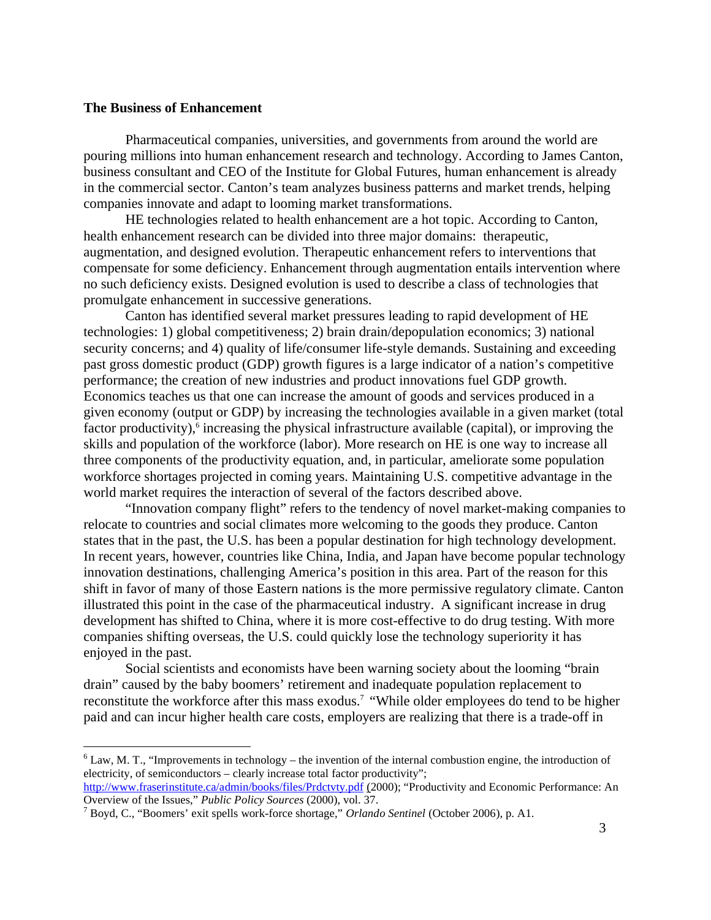**The Business of Enhancement**

Pharmaceutical companies, universities, and governments from around the world are pouring millions into human enhancement research and technology. According to James Canton, business consultant and CEO of the Institute for Global Futures, human enhancement is already in the commercial sector. Canton's team analyzes business patterns and market trends, helping companies innovate and adapt to looming market transformations.

HE technologies related to health enhancement are a hot topic. According to Canton, health enhancement research can be divided into three major domains: therapeutic, augmentation, and designed evolution. Therapeutic enhancement refers to interventions that compensate for some deficiency. Enhancement through augmentation entails intervention where no such deficiency exists. Designed evolution is used to describe a class of technologies that promulgate enhancement in successive generations.

Canton has identified several market pressures leading to rapid development of HE technologies: 1) global competitiveness; 2) brain drain/depopulation economics; 3) national security concerns; and 4) quality of life/consumer life-style demands. Sustaining and exceeding past gross domestic product (GDP) growth figures is a large indicator of a nation's competitive performance; the creation of new industries and product innovations fuel GDP growth. Economics teaches us that one can increase the amount of goods and services produced in a given economy (output or GDP) by increasing the technologies available in a given market (total factor productivity),[6] increasing the physical infrastructure available (capital), or improving the skills and population of the workforce (labor). More research on HE is one way to increase all three components of the productivity equation, and, in particular, ameliorate some population workforce shortages projected in coming years. Maintaining U.S. competitive advantage in the world market requires the interaction of several of the factors described above.

"Innovation company flight" refers to the tendency of novel market-making companies to relocate to countries and social climates more welcoming to the goods they produce. Canton states that in the past, the U.S. has been a popular destination for high technology development. In recent years, however, countries like China, India, and Japan have become popular technology innovation destinations, challenging America's position in this area. Part of the reason for this shift in favor of many of those Eastern nations is the more permissive regulatory climate. Canton illustrated this point in the case of the pharmaceutical industry. A significant increase in drug development has shifted to China, where it is more cost-effective to do drug testing. With more companies shifting overseas, the U.S. could quickly lose the technology superiority it has enjoyed in the past.

Social scientists and economists have been warning society about the looming "brain drain" caused by the baby boomers' retirement and inadequate population replacement to reconstitute the workforce after this mass exodus.[7] "While older employees do tend to be higher paid and can incur higher health care costs, employers are realizing that there is a trade-off in

---

[6] Law, M. T., "Improvements in technology – the invention of the internal combustion engine, the introduction of electricity, of semiconductors – clearly increase total factor productivity"; http://www.fraserinstitute.ca/admin/books/files/Prdctvty.pdf (2000); "Productivity and Economic Performance: An Overview of the Issues," *Public Policy Sources* (2000), vol. 37.

[7] Boyd, C., "Boomers' exit spells work-force shortage," *Orlando Sentinel* (October 2006), p. A1.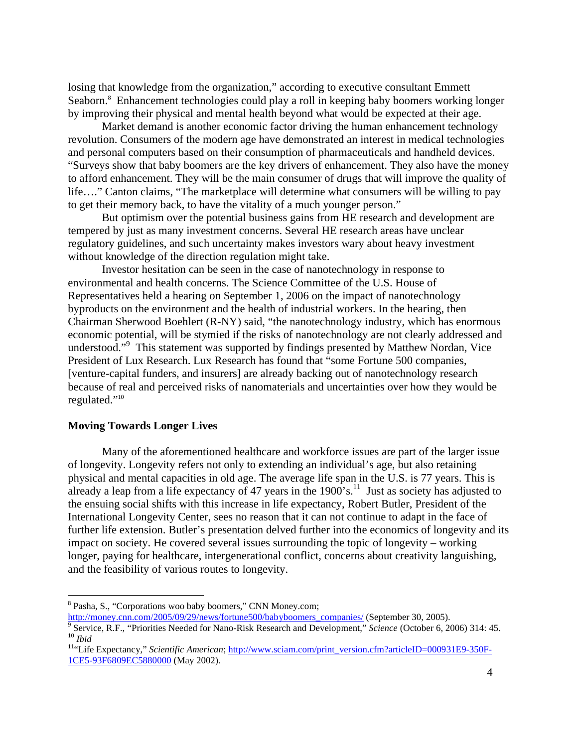losing that knowledge from the organization," according to executive consultant Emmett Seaborn.[8] Enhancement technologies could play a roll in keeping baby boomers working longer by improving their physical and mental health beyond what would be expected at their age.

Market demand is another economic factor driving the human enhancement technology revolution. Consumers of the modern age have demonstrated an interest in medical technologies and personal computers based on their consumption of pharmaceuticals and handheld devices. "Surveys show that baby boomers are the key drivers of enhancement. They also have the money to afford enhancement. They will be the main consumer of drugs that will improve the quality of life…." Canton claims, "The marketplace will determine what consumers will be willing to pay to get their memory back, to have the vitality of a much younger person."

But optimism over the potential business gains from HE research and development are tempered by just as many investment concerns. Several HE research areas have unclear regulatory guidelines, and such uncertainty makes investors wary about heavy investment without knowledge of the direction regulation might take.

Investor hesitation can be seen in the case of nanotechnology in response to environmental and health concerns. The Science Committee of the U.S. House of Representatives held a hearing on September 1, 2006 on the impact of nanotechnology byproducts on the environment and the health of industrial workers. In the hearing, then Chairman Sherwood Boehlert (R-NY) said, "the nanotechnology industry, which has enormous economic potential, will be stymied if the risks of nanotechnology are not clearly addressed and understood."[9] This statement was supported by findings presented by Matthew Nordan, Vice President of Lux Research. Lux Research has found that "some Fortune 500 companies, [venture-capital funders, and insurers] are already backing out of nanotechnology research because of real and perceived risks of nanomaterials and uncertainties over how they would be regulated."[10]

**Moving Towards Longer Lives**

Many of the aforementioned healthcare and workforce issues are part of the larger issue of longevity. Longevity refers not only to extending an individual's age, but also retaining physical and mental capacities in old age. The average life span in the U.S. is 77 years. This is already a leap from a life expectancy of 47 years in the 1900's.[11] Just as society has adjusted to the ensuing social shifts with this increase in life expectancy, Robert Butler, President of the International Longevity Center, sees no reason that it can not continue to adapt in the face of further life extension. Butler's presentation delved further into the economics of longevity and its impact on society. He covered several issues surrounding the topic of longevity – working longer, paying for healthcare, intergenerational conflict, concerns about creativity languishing, and the feasibility of various routes to longevity.

---

[8] Pasha, S., "Corporations woo baby boomers," CNN Money.com; http://money.cnn.com/2005/09/29/news/fortune500/babyboomers_companies/ (September 30, 2005).

[9] Service, R.F., "Priorities Needed for Nano-Risk Research and Development," *Science* (October 6, 2006) 314: 45.

[10] *Ibid*

[11] "Life Expectancy," *Scientific American*; http://www.sciam.com/print_version.cfm?articleID=000931E9-350F-1CE5-93F6809EC5880000 (May 2002).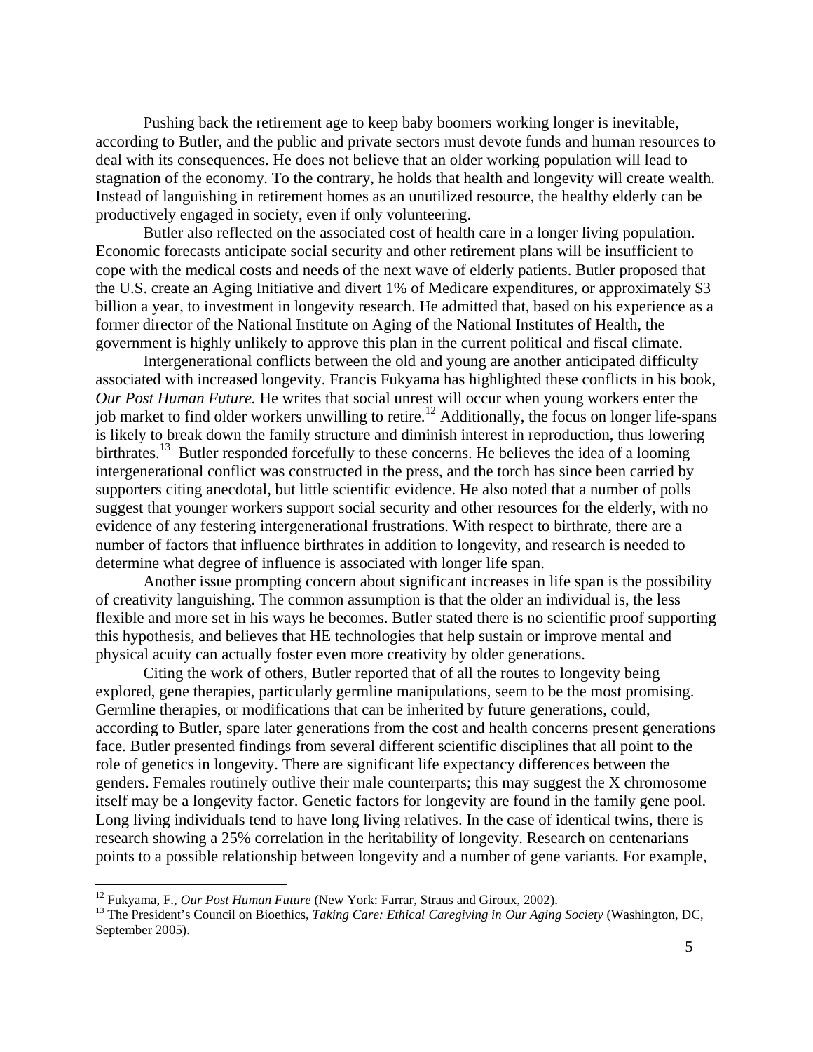Pushing back the retirement age to keep baby boomers working longer is inevitable, according to Butler, and the public and private sectors must devote funds and human resources to deal with its consequences. He does not believe that an older working population will lead to stagnation of the economy. To the contrary, he holds that health and longevity will create wealth. Instead of languishing in retirement homes as an unutilized resource, the healthy elderly can be productively engaged in society, even if only volunteering.

Butler also reflected on the associated cost of health care in a longer living population. Economic forecasts anticipate social security and other retirement plans will be insufficient to cope with the medical costs and needs of the next wave of elderly patients. Butler proposed that the U.S. create an Aging Initiative and divert 1% of Medicare expenditures, or approximately $3 billion a year, to investment in longevity research. He admitted that, based on his experience as a former director of the National Institute on Aging of the National Institutes of Health, the government is highly unlikely to approve this plan in the current political and fiscal climate.

Intergenerational conflicts between the old and young are another anticipated difficulty associated with increased longevity. Francis Fukyama has highlighted these conflicts in his book, *Our Post Human Future.* He writes that social unrest will occur when young workers enter the job market to find older workers unwilling to retire.[12] Additionally, the focus on longer life-spans is likely to break down the family structure and diminish interest in reproduction, thus lowering birthrates.[13] Butler responded forcefully to these concerns. He believes the idea of a looming intergenerational conflict was constructed in the press, and the torch has since been carried by supporters citing anecdotal, but little scientific evidence. He also noted that a number of polls suggest that younger workers support social security and other resources for the elderly, with no evidence of any festering intergenerational frustrations. With respect to birthrate, there are a number of factors that influence birthrates in addition to longevity, and research is needed to determine what degree of influence is associated with longer life span.

Another issue prompting concern about significant increases in life span is the possibility of creativity languishing. The common assumption is that the older an individual is, the less flexible and more set in his ways he becomes. Butler stated there is no scientific proof supporting this hypothesis, and believes that HE technologies that help sustain or improve mental and physical acuity can actually foster even more creativity by older generations.

Citing the work of others, Butler reported that of all the routes to longevity being explored, gene therapies, particularly germline manipulations, seem to be the most promising. Germline therapies, or modifications that can be inherited by future generations, could, according to Butler, spare later generations from the cost and health concerns present generations face. Butler presented findings from several different scientific disciplines that all point to the role of genetics in longevity. There are significant life expectancy differences between the genders. Females routinely outlive their male counterparts; this may suggest the X chromosome itself may be a longevity factor. Genetic factors for longevity are found in the family gene pool. Long living individuals tend to have long living relatives. In the case of identical twins, there is research showing a 25% correlation in the heritability of longevity. Research on centenarians points to a possible relationship between longevity and a number of gene variants. For example,

---

[12] Fukyama, F., *Our Post Human Future* (New York: Farrar, Straus and Giroux, 2002).

[13] The President's Council on Bioethics, *Taking Care: Ethical Caregiving in Our Aging Society* (Washington, DC, September 2005).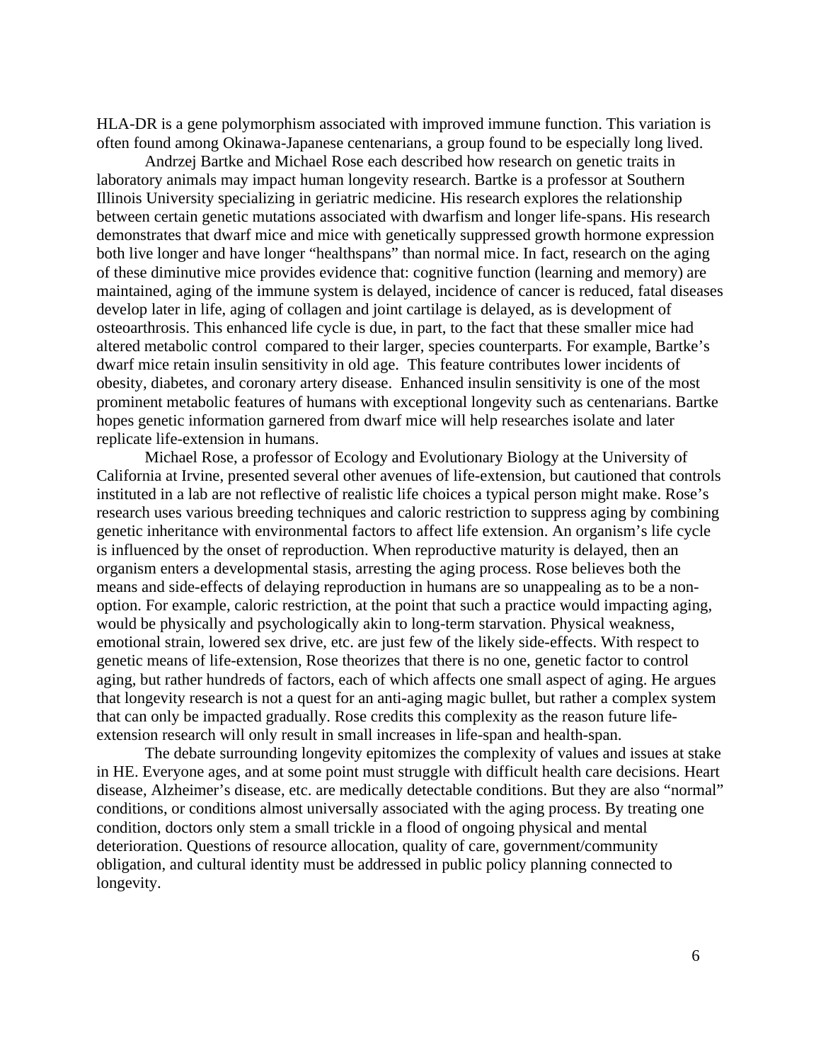HLA-DR is a gene polymorphism associated with improved immune function. This variation is often found among Okinawa-Japanese centenarians, a group found to be especially long lived.

Andrzej Bartke and Michael Rose each described how research on genetic traits in laboratory animals may impact human longevity research. Bartke is a professor at Southern Illinois University specializing in geriatric medicine. His research explores the relationship between certain genetic mutations associated with dwarfism and longer life-spans. His research demonstrates that dwarf mice and mice with genetically suppressed growth hormone expression both live longer and have longer "healthspans" than normal mice. In fact, research on the aging of these diminutive mice provides evidence that: cognitive function (learning and memory) are maintained, aging of the immune system is delayed, incidence of cancer is reduced, fatal diseases develop later in life, aging of collagen and joint cartilage is delayed, as is development of osteoarthrosis. This enhanced life cycle is due, in part, to the fact that these smaller mice had altered metabolic control compared to their larger, species counterparts. For example, Bartke's dwarf mice retain insulin sensitivity in old age. This feature contributes lower incidents of obesity, diabetes, and coronary artery disease. Enhanced insulin sensitivity is one of the most prominent metabolic features of humans with exceptional longevity such as centenarians. Bartke hopes genetic information garnered from dwarf mice will help researches isolate and later replicate life-extension in humans.

Michael Rose, a professor of Ecology and Evolutionary Biology at the University of California at Irvine, presented several other avenues of life-extension, but cautioned that controls instituted in a lab are not reflective of realistic life choices a typical person might make. Rose's research uses various breeding techniques and caloric restriction to suppress aging by combining genetic inheritance with environmental factors to affect life extension. An organism's life cycle is influenced by the onset of reproduction. When reproductive maturity is delayed, then an organism enters a developmental stasis, arresting the aging process. Rose believes both the means and side-effects of delaying reproduction in humans are so unappealing as to be a non-option. For example, caloric restriction, at the point that such a practice would impacting aging, would be physically and psychologically akin to long-term starvation. Physical weakness, emotional strain, lowered sex drive, etc. are just few of the likely side-effects. With respect to genetic means of life-extension, Rose theorizes that there is no one, genetic factor to control aging, but rather hundreds of factors, each of which affects one small aspect of aging. He argues that longevity research is not a quest for an anti-aging magic bullet, but rather a complex system that can only be impacted gradually. Rose credits this complexity as the reason future life-extension research will only result in small increases in life-span and health-span.

The debate surrounding longevity epitomizes the complexity of values and issues at stake in HE. Everyone ages, and at some point must struggle with difficult health care decisions. Heart disease, Alzheimer's disease, etc. are medically detectable conditions. But they are also "normal" conditions, or conditions almost universally associated with the aging process. By treating one condition, doctors only stem a small trickle in a flood of ongoing physical and mental deterioration. Questions of resource allocation, quality of care, government/community obligation, and cultural identity must be addressed in public policy planning connected to longevity.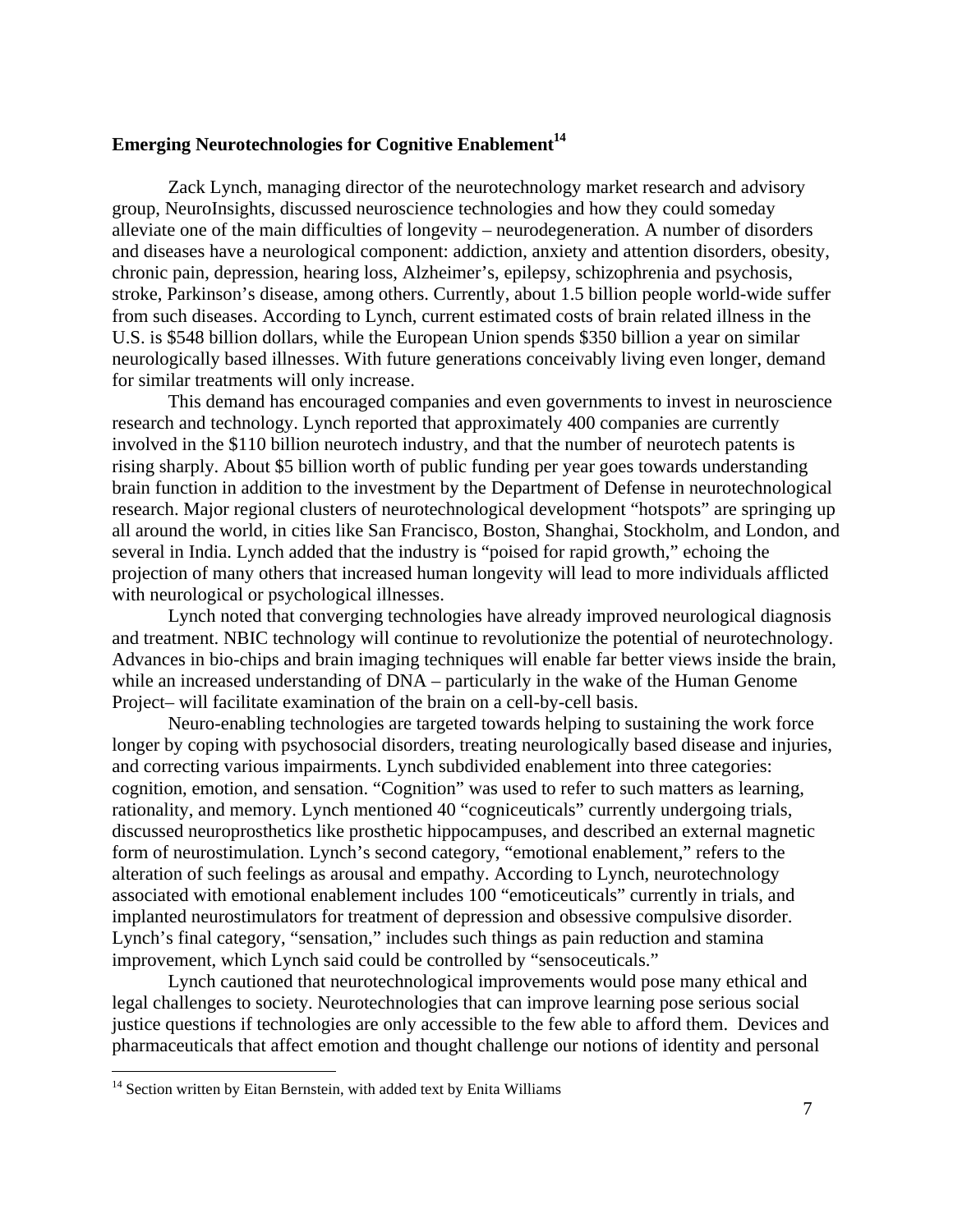## Emerging Neurotechnologies for Cognitive Enablement[14]

Zack Lynch, managing director of the neurotechnology market research and advisory group, NeuroInsights, discussed neuroscience technologies and how they could someday alleviate one of the main difficulties of longevity – neurodegeneration. A number of disorders and diseases have a neurological component: addiction, anxiety and attention disorders, obesity, chronic pain, depression, hearing loss, Alzheimer's, epilepsy, schizophrenia and psychosis, stroke, Parkinson's disease, among others. Currently, about 1.5 billion people world-wide suffer from such diseases. According to Lynch, current estimated costs of brain related illness in the U.S. is $548 billion dollars, while the European Union spends $350 billion a year on similar neurologically based illnesses. With future generations conceivably living even longer, demand for similar treatments will only increase.

This demand has encouraged companies and even governments to invest in neuroscience research and technology. Lynch reported that approximately 400 companies are currently involved in the $110 billion neurotech industry, and that the number of neurotech patents is rising sharply. About $5 billion worth of public funding per year goes towards understanding brain function in addition to the investment by the Department of Defense in neurotechnological research. Major regional clusters of neurotechnological development "hotspots" are springing up all around the world, in cities like San Francisco, Boston, Shanghai, Stockholm, and London, and several in India. Lynch added that the industry is "poised for rapid growth," echoing the projection of many others that increased human longevity will lead to more individuals afflicted with neurological or psychological illnesses.

Lynch noted that converging technologies have already improved neurological diagnosis and treatment. NBIC technology will continue to revolutionize the potential of neurotechnology. Advances in bio-chips and brain imaging techniques will enable far better views inside the brain, while an increased understanding of DNA – particularly in the wake of the Human Genome Project– will facilitate examination of the brain on a cell-by-cell basis.

Neuro-enabling technologies are targeted towards helping to sustaining the work force longer by coping with psychosocial disorders, treating neurologically based disease and injuries, and correcting various impairments. Lynch subdivided enablement into three categories: cognition, emotion, and sensation. "Cognition" was used to refer to such matters as learning, rationality, and memory. Lynch mentioned 40 "cogniceuticals" currently undergoing trials, discussed neuroprosthetics like prosthetic hippocampuses, and described an external magnetic form of neurostimulation. Lynch's second category, "emotional enablement," refers to the alteration of such feelings as arousal and empathy. According to Lynch, neurotechnology associated with emotional enablement includes 100 "emoticeuticals" currently in trials, and implanted neurostimulators for treatment of depression and obsessive compulsive disorder. Lynch's final category, "sensation," includes such things as pain reduction and stamina improvement, which Lynch said could be controlled by "sensoceuticals."

Lynch cautioned that neurotechnological improvements would pose many ethical and legal challenges to society. Neurotechnologies that can improve learning pose serious social justice questions if technologies are only accessible to the few able to afford them. Devices and pharmaceuticals that affect emotion and thought challenge our notions of identity and personal

[14] Section written by Eitan Bernstein, with added text by Enita Williams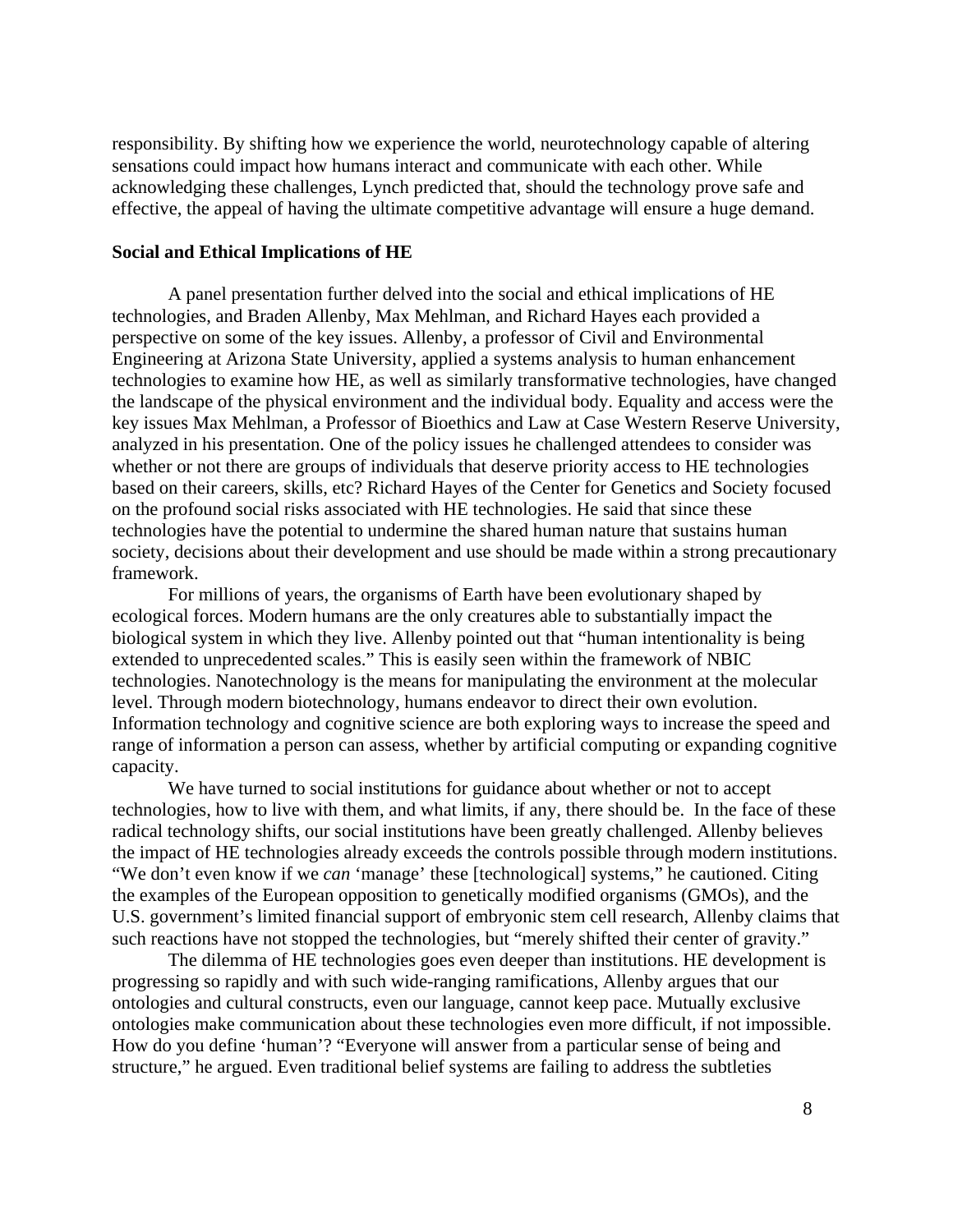responsibility. By shifting how we experience the world, neurotechnology capable of altering sensations could impact how humans interact and communicate with each other. While acknowledging these challenges, Lynch predicted that, should the technology prove safe and effective, the appeal of having the ultimate competitive advantage will ensure a huge demand.

**Social and Ethical Implications of HE**

A panel presentation further delved into the social and ethical implications of HE technologies, and Braden Allenby, Max Mehlman, and Richard Hayes each provided a perspective on some of the key issues. Allenby, a professor of Civil and Environmental Engineering at Arizona State University, applied a systems analysis to human enhancement technologies to examine how HE, as well as similarly transformative technologies, have changed the landscape of the physical environment and the individual body. Equality and access were the key issues Max Mehlman, a Professor of Bioethics and Law at Case Western Reserve University, analyzed in his presentation. One of the policy issues he challenged attendees to consider was whether or not there are groups of individuals that deserve priority access to HE technologies based on their careers, skills, etc? Richard Hayes of the Center for Genetics and Society focused on the profound social risks associated with HE technologies. He said that since these technologies have the potential to undermine the shared human nature that sustains human society, decisions about their development and use should be made within a strong precautionary framework.

For millions of years, the organisms of Earth have been evolutionary shaped by ecological forces. Modern humans are the only creatures able to substantially impact the biological system in which they live. Allenby pointed out that "human intentionality is being extended to unprecedented scales." This is easily seen within the framework of NBIC technologies. Nanotechnology is the means for manipulating the environment at the molecular level. Through modern biotechnology, humans endeavor to direct their own evolution. Information technology and cognitive science are both exploring ways to increase the speed and range of information a person can assess, whether by artificial computing or expanding cognitive capacity.

We have turned to social institutions for guidance about whether or not to accept technologies, how to live with them, and what limits, if any, there should be. In the face of these radical technology shifts, our social institutions have been greatly challenged. Allenby believes the impact of HE technologies already exceeds the controls possible through modern institutions. "We don't even know if we *can* 'manage' these [technological] systems," he cautioned. Citing the examples of the European opposition to genetically modified organisms (GMOs), and the U.S. government's limited financial support of embryonic stem cell research, Allenby claims that such reactions have not stopped the technologies, but "merely shifted their center of gravity."

The dilemma of HE technologies goes even deeper than institutions. HE development is progressing so rapidly and with such wide-ranging ramifications, Allenby argues that our ontologies and cultural constructs, even our language, cannot keep pace. Mutually exclusive ontologies make communication about these technologies even more difficult, if not impossible. How do you define 'human'? "Everyone will answer from a particular sense of being and structure," he argued. Even traditional belief systems are failing to address the subtleties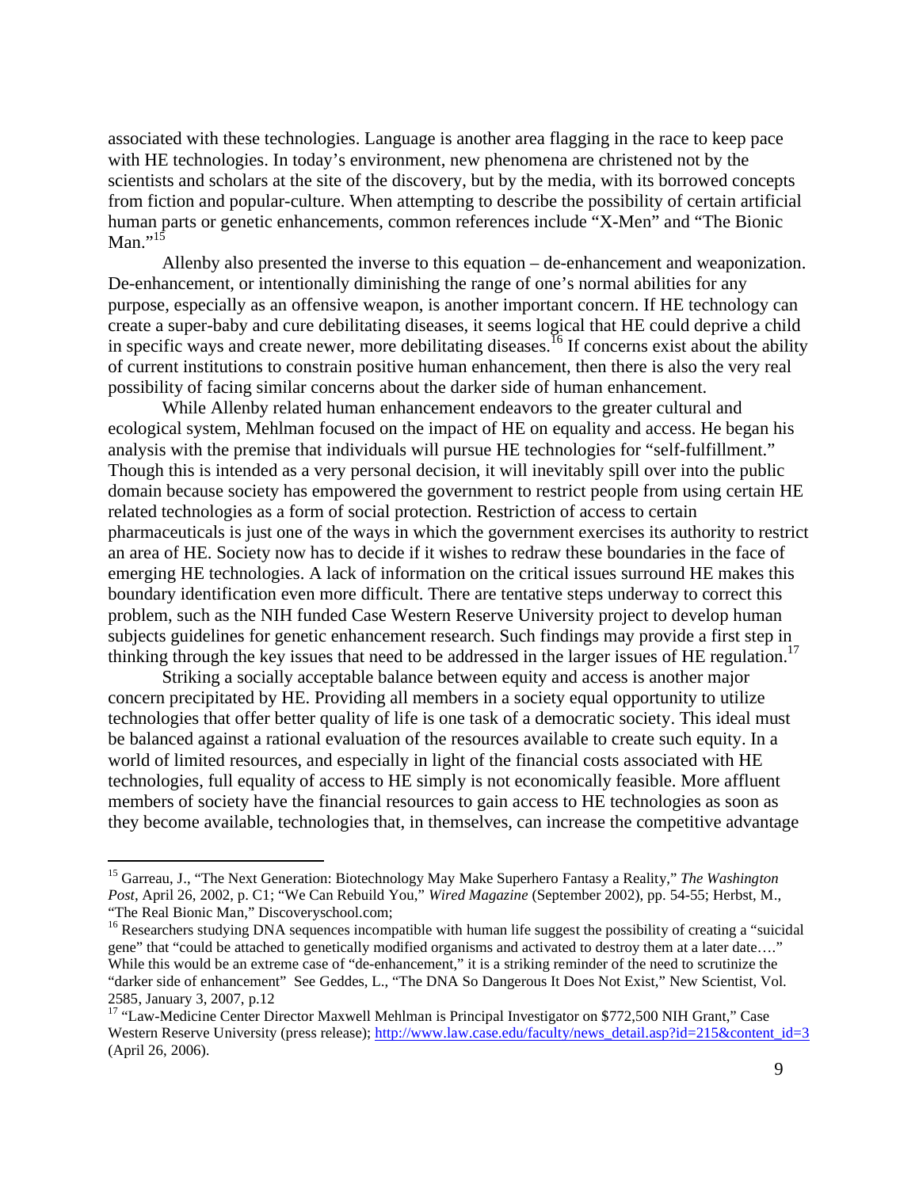associated with these technologies. Language is another area flagging in the race to keep pace with HE technologies. In today's environment, new phenomena are christened not by the scientists and scholars at the site of the discovery, but by the media, with its borrowed concepts from fiction and popular-culture. When attempting to describe the possibility of certain artificial human parts or genetic enhancements, common references include "X-Men" and "The Bionic Man."[15]

Allenby also presented the inverse to this equation – de-enhancement and weaponization. De-enhancement, or intentionally diminishing the range of one's normal abilities for any purpose, especially as an offensive weapon, is another important concern. If HE technology can create a super-baby and cure debilitating diseases, it seems logical that HE could deprive a child in specific ways and create newer, more debilitating diseases.[16] If concerns exist about the ability of current institutions to constrain positive human enhancement, then there is also the very real possibility of facing similar concerns about the darker side of human enhancement.

While Allenby related human enhancement endeavors to the greater cultural and ecological system, Mehlman focused on the impact of HE on equality and access. He began his analysis with the premise that individuals will pursue HE technologies for "self-fulfillment." Though this is intended as a very personal decision, it will inevitably spill over into the public domain because society has empowered the government to restrict people from using certain HE related technologies as a form of social protection. Restriction of access to certain pharmaceuticals is just one of the ways in which the government exercises its authority to restrict an area of HE. Society now has to decide if it wishes to redraw these boundaries in the face of emerging HE technologies. A lack of information on the critical issues surround HE makes this boundary identification even more difficult. There are tentative steps underway to correct this problem, such as the NIH funded Case Western Reserve University project to develop human subjects guidelines for genetic enhancement research. Such findings may provide a first step in thinking through the key issues that need to be addressed in the larger issues of HE regulation.[17]

Striking a socially acceptable balance between equity and access is another major concern precipitated by HE. Providing all members in a society equal opportunity to utilize technologies that offer better quality of life is one task of a democratic society. This ideal must be balanced against a rational evaluation of the resources available to create such equity. In a world of limited resources, and especially in light of the financial costs associated with HE technologies, full equality of access to HE simply is not economically feasible. More affluent members of society have the financial resources to gain access to HE technologies as soon as they become available, technologies that, in themselves, can increase the competitive advantage

---

[15] Garreau, J., "The Next Generation: Biotechnology May Make Superhero Fantasy a Reality," *The Washington Post*, April 26, 2002, p. C1; "We Can Rebuild You," *Wired Magazine* (September 2002), pp. 54-55; Herbst, M., "The Real Bionic Man," Discoveryschool.com;

[16] Researchers studying DNA sequences incompatible with human life suggest the possibility of creating a "suicidal gene" that "could be attached to genetically modified organisms and activated to destroy them at a later date…." While this would be an extreme case of "de-enhancement," it is a striking reminder of the need to scrutinize the "darker side of enhancement" See Geddes, L., "The DNA So Dangerous It Does Not Exist," New Scientist, Vol. 2585, January 3, 2007, p.12

[17] "Law-Medicine Center Director Maxwell Mehlman is Principal Investigator on $772,500 NIH Grant," Case Western Reserve University (press release); http://www.law.case.edu/faculty/news_detail.asp?id=215&content_id=3 (April 26, 2006).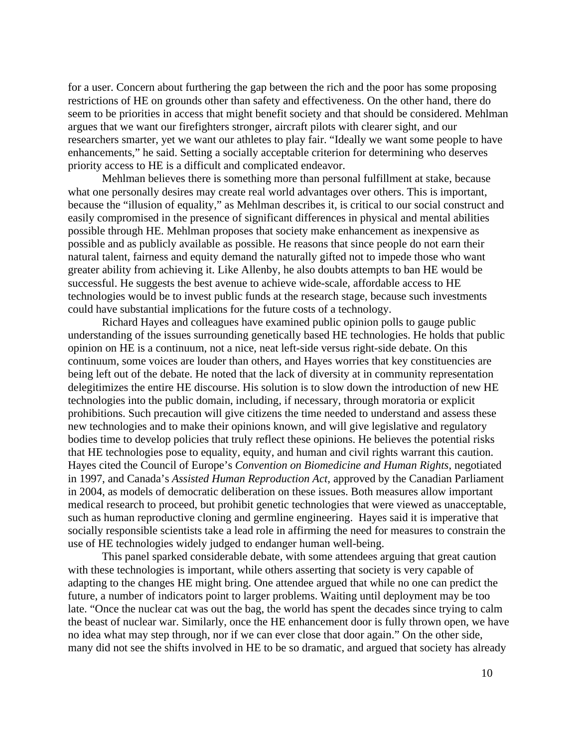for a user. Concern about furthering the gap between the rich and the poor has some proposing restrictions of HE on grounds other than safety and effectiveness. On the other hand, there do seem to be priorities in access that might benefit society and that should be considered. Mehlman argues that we want our firefighters stronger, aircraft pilots with clearer sight, and our researchers smarter, yet we want our athletes to play fair. "Ideally we want some people to have enhancements," he said. Setting a socially acceptable criterion for determining who deserves priority access to HE is a difficult and complicated endeavor.

Mehlman believes there is something more than personal fulfillment at stake, because what one personally desires may create real world advantages over others. This is important, because the "illusion of equality," as Mehlman describes it, is critical to our social construct and easily compromised in the presence of significant differences in physical and mental abilities possible through HE. Mehlman proposes that society make enhancement as inexpensive as possible and as publicly available as possible. He reasons that since people do not earn their natural talent, fairness and equity demand the naturally gifted not to impede those who want greater ability from achieving it. Like Allenby, he also doubts attempts to ban HE would be successful. He suggests the best avenue to achieve wide-scale, affordable access to HE technologies would be to invest public funds at the research stage, because such investments could have substantial implications for the future costs of a technology.

Richard Hayes and colleagues have examined public opinion polls to gauge public understanding of the issues surrounding genetically based HE technologies. He holds that public opinion on HE is a continuum, not a nice, neat left-side versus right-side debate. On this continuum, some voices are louder than others, and Hayes worries that key constituencies are being left out of the debate. He noted that the lack of diversity at in community representation delegitimizes the entire HE discourse. His solution is to slow down the introduction of new HE technologies into the public domain, including, if necessary, through moratoria or explicit prohibitions. Such precaution will give citizens the time needed to understand and assess these new technologies and to make their opinions known, and will give legislative and regulatory bodies time to develop policies that truly reflect these opinions. He believes the potential risks that HE technologies pose to equality, equity, and human and civil rights warrant this caution. Hayes cited the Council of Europe's *Convention on Biomedicine and Human Rights*, negotiated in 1997, and Canada's *Assisted Human Reproduction Act,* approved by the Canadian Parliament in 2004, as models of democratic deliberation on these issues. Both measures allow important medical research to proceed, but prohibit genetic technologies that were viewed as unacceptable, such as human reproductive cloning and germline engineering. Hayes said it is imperative that socially responsible scientists take a lead role in affirming the need for measures to constrain the use of HE technologies widely judged to endanger human well-being.

This panel sparked considerable debate, with some attendees arguing that great caution with these technologies is important, while others asserting that society is very capable of adapting to the changes HE might bring. One attendee argued that while no one can predict the future, a number of indicators point to larger problems. Waiting until deployment may be too late. "Once the nuclear cat was out the bag, the world has spent the decades since trying to calm the beast of nuclear war. Similarly, once the HE enhancement door is fully thrown open, we have no idea what may step through, nor if we can ever close that door again." On the other side, many did not see the shifts involved in HE to be so dramatic, and argued that society has already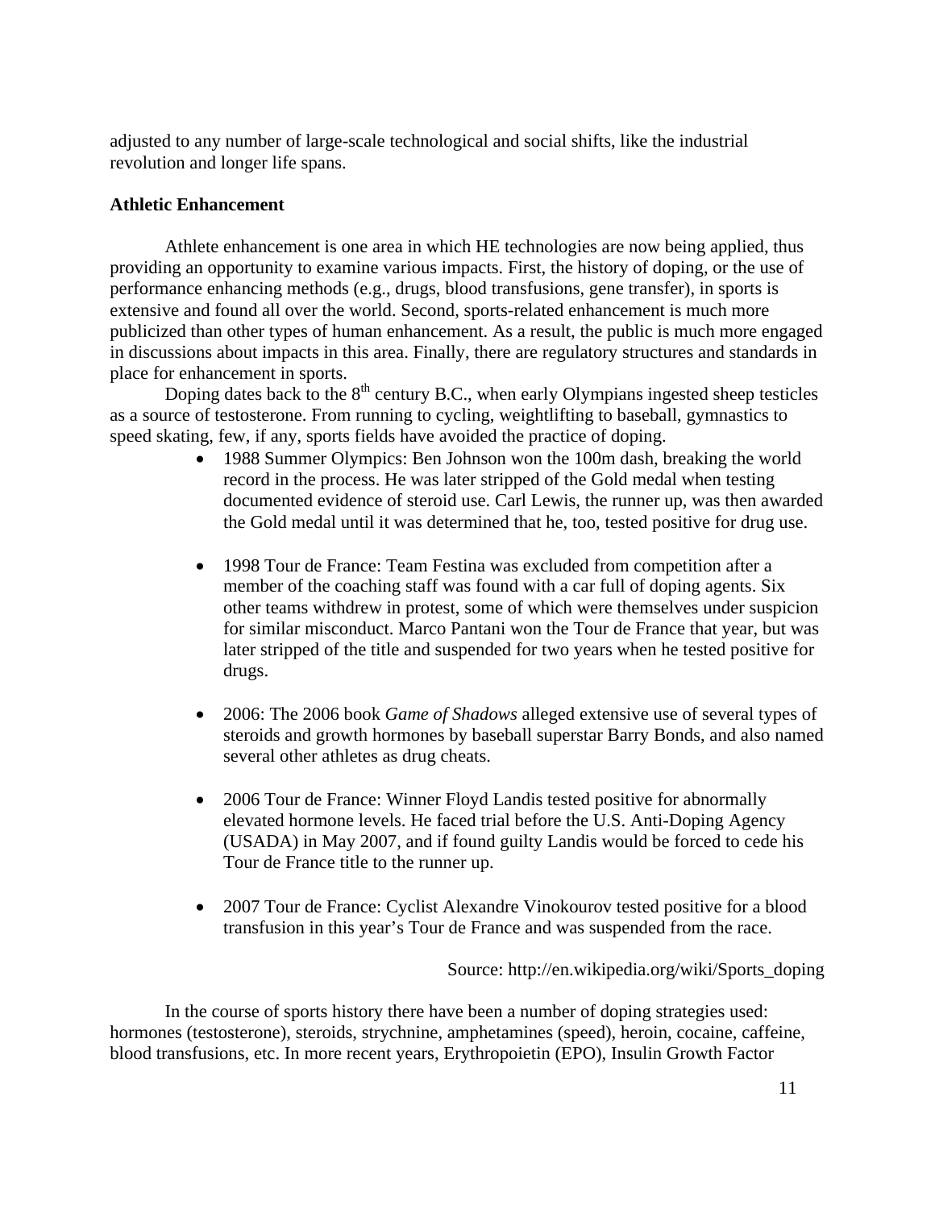adjusted to any number of large-scale technological and social shifts, like the industrial revolution and longer life spans.

**Athletic Enhancement**

Athlete enhancement is one area in which HE technologies are now being applied, thus providing an opportunity to examine various impacts. First, the history of doping, or the use of performance enhancing methods (e.g., drugs, blood transfusions, gene transfer), in sports is extensive and found all over the world. Second, sports-related enhancement is much more publicized than other types of human enhancement. As a result, the public is much more engaged in discussions about impacts in this area. Finally, there are regulatory structures and standards in place for enhancement in sports.

Doping dates back to the 8th century B.C., when early Olympians ingested sheep testicles as a source of testosterone. From running to cycling, weightlifting to baseball, gymnastics to speed skating, few, if any, sports fields have avoided the practice of doping.

- 1988 Summer Olympics: Ben Johnson won the 100m dash, breaking the world record in the process. He was later stripped of the Gold medal when testing documented evidence of steroid use. Carl Lewis, the runner up, was then awarded the Gold medal until it was determined that he, too, tested positive for drug use.

- 1998 Tour de France: Team Festina was excluded from competition after a member of the coaching staff was found with a car full of doping agents. Six other teams withdrew in protest, some of which were themselves under suspicion for similar misconduct. Marco Pantani won the Tour de France that year, but was later stripped of the title and suspended for two years when he tested positive for drugs.

- 2006: The 2006 book *Game of Shadows* alleged extensive use of several types of steroids and growth hormones by baseball superstar Barry Bonds, and also named several other athletes as drug cheats.

- 2006 Tour de France: Winner Floyd Landis tested positive for abnormally elevated hormone levels. He faced trial before the U.S. Anti-Doping Agency (USADA) in May 2007, and if found guilty Landis would be forced to cede his Tour de France title to the runner up.

- 2007 Tour de France: Cyclist Alexandre Vinokourov tested positive for a blood transfusion in this year's Tour de France and was suspended from the race.

Source: http://en.wikipedia.org/wiki/Sports_doping

In the course of sports history there have been a number of doping strategies used: hormones (testosterone), steroids, strychnine, amphetamines (speed), heroin, cocaine, caffeine, blood transfusions, etc. In more recent years, Erythropoietin (EPO), Insulin Growth Factor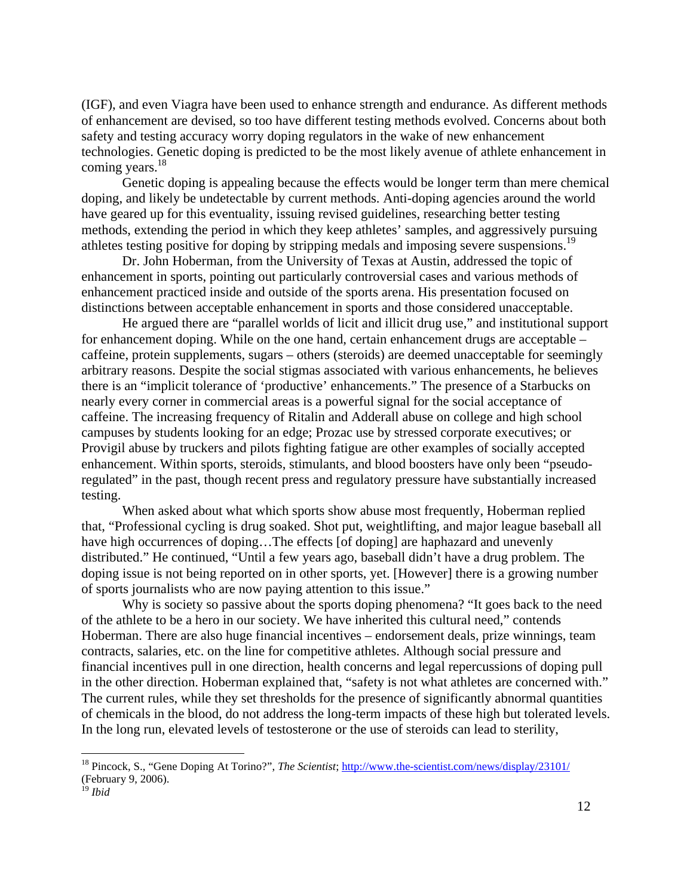(IGF), and even Viagra have been used to enhance strength and endurance. As different methods of enhancement are devised, so too have different testing methods evolved. Concerns about both safety and testing accuracy worry doping regulators in the wake of new enhancement technologies. Genetic doping is predicted to be the most likely avenue of athlete enhancement in coming years.[18]

Genetic doping is appealing because the effects would be longer term than mere chemical doping, and likely be undetectable by current methods. Anti-doping agencies around the world have geared up for this eventuality, issuing revised guidelines, researching better testing methods, extending the period in which they keep athletes' samples, and aggressively pursuing athletes testing positive for doping by stripping medals and imposing severe suspensions.[19]

Dr. John Hoberman, from the University of Texas at Austin, addressed the topic of enhancement in sports, pointing out particularly controversial cases and various methods of enhancement practiced inside and outside of the sports arena. His presentation focused on distinctions between acceptable enhancement in sports and those considered unacceptable.

He argued there are "parallel worlds of licit and illicit drug use," and institutional support for enhancement doping. While on the one hand, certain enhancement drugs are acceptable – caffeine, protein supplements, sugars – others (steroids) are deemed unacceptable for seemingly arbitrary reasons. Despite the social stigmas associated with various enhancements, he believes there is an "implicit tolerance of 'productive' enhancements." The presence of a Starbucks on nearly every corner in commercial areas is a powerful signal for the social acceptance of caffeine. The increasing frequency of Ritalin and Adderall abuse on college and high school campuses by students looking for an edge; Prozac use by stressed corporate executives; or Provigil abuse by truckers and pilots fighting fatigue are other examples of socially accepted enhancement. Within sports, steroids, stimulants, and blood boosters have only been "pseudo-regulated" in the past, though recent press and regulatory pressure have substantially increased testing.

When asked about what which sports show abuse most frequently, Hoberman replied that, "Professional cycling is drug soaked. Shot put, weightlifting, and major league baseball all have high occurrences of doping…The effects [of doping] are haphazard and unevenly distributed." He continued, "Until a few years ago, baseball didn't have a drug problem. The doping issue is not being reported on in other sports, yet. [However] there is a growing number of sports journalists who are now paying attention to this issue."

Why is society so passive about the sports doping phenomena? "It goes back to the need of the athlete to be a hero in our society. We have inherited this cultural need," contends Hoberman. There are also huge financial incentives – endorsement deals, prize winnings, team contracts, salaries, etc. on the line for competitive athletes. Although social pressure and financial incentives pull in one direction, health concerns and legal repercussions of doping pull in the other direction. Hoberman explained that, "safety is not what athletes are concerned with." The current rules, while they set thresholds for the presence of significantly abnormal quantities of chemicals in the blood, do not address the long-term impacts of these high but tolerated levels. In the long run, elevated levels of testosterone or the use of steroids can lead to sterility,

---

[18] Pincock, S., "Gene Doping At Torino?", *The Scientist*; http://www.the-scientist.com/news/display/23101/ (February 9, 2006).

[19] *Ibid*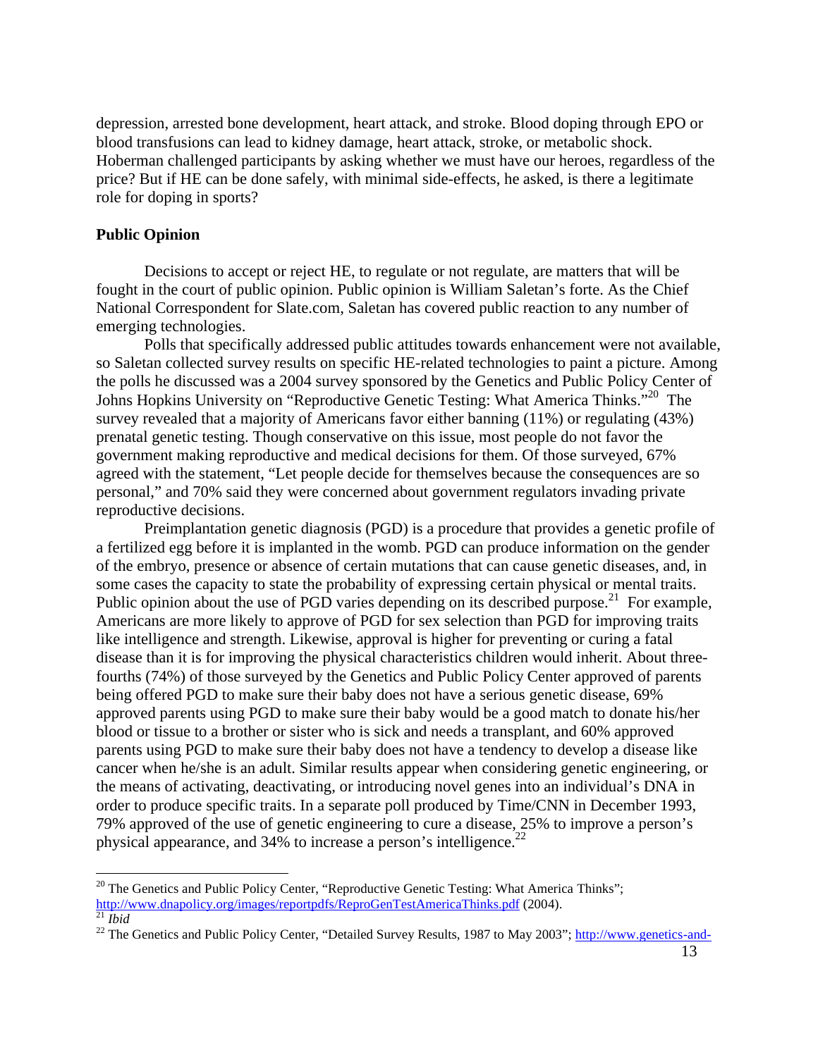depression, arrested bone development, heart attack, and stroke. Blood doping through EPO or blood transfusions can lead to kidney damage, heart attack, stroke, or metabolic shock. Hoberman challenged participants by asking whether we must have our heroes, regardless of the price? But if HE can be done safely, with minimal side-effects, he asked, is there a legitimate role for doping in sports?

**Public Opinion**

Decisions to accept or reject HE, to regulate or not regulate, are matters that will be fought in the court of public opinion. Public opinion is William Saletan's forte. As the Chief National Correspondent for Slate.com, Saletan has covered public reaction to any number of emerging technologies.

Polls that specifically addressed public attitudes towards enhancement were not available, so Saletan collected survey results on specific HE-related technologies to paint a picture. Among the polls he discussed was a 2004 survey sponsored by the Genetics and Public Policy Center of Johns Hopkins University on "Reproductive Genetic Testing: What America Thinks."[20] The survey revealed that a majority of Americans favor either banning (11%) or regulating (43%) prenatal genetic testing. Though conservative on this issue, most people do not favor the government making reproductive and medical decisions for them. Of those surveyed, 67% agreed with the statement, "Let people decide for themselves because the consequences are so personal," and 70% said they were concerned about government regulators invading private reproductive decisions.

Preimplantation genetic diagnosis (PGD) is a procedure that provides a genetic profile of a fertilized egg before it is implanted in the womb. PGD can produce information on the gender of the embryo, presence or absence of certain mutations that can cause genetic diseases, and, in some cases the capacity to state the probability of expressing certain physical or mental traits. Public opinion about the use of PGD varies depending on its described purpose.[21] For example, Americans are more likely to approve of PGD for sex selection than PGD for improving traits like intelligence and strength. Likewise, approval is higher for preventing or curing a fatal disease than it is for improving the physical characteristics children would inherit. About three-fourths (74%) of those surveyed by the Genetics and Public Policy Center approved of parents being offered PGD to make sure their baby does not have a serious genetic disease, 69% approved parents using PGD to make sure their baby would be a good match to donate his/her blood or tissue to a brother or sister who is sick and needs a transplant, and 60% approved parents using PGD to make sure their baby does not have a tendency to develop a disease like cancer when he/she is an adult. Similar results appear when considering genetic engineering, or the means of activating, deactivating, or introducing novel genes into an individual's DNA in order to produce specific traits. In a separate poll produced by Time/CNN in December 1993, 79% approved of the use of genetic engineering to cure a disease, 25% to improve a person's physical appearance, and 34% to increase a person's intelligence.[22]

---

[20] The Genetics and Public Policy Center, "Reproductive Genetic Testing: What America Thinks"; http://www.dnapolicy.org/images/reportpdfs/ReproGenTestAmericaThinks.pdf (2004).

[21] *Ibid*

[22] The Genetics and Public Policy Center, "Detailed Survey Results, 1987 to May 2003"; http://www.genetics-and-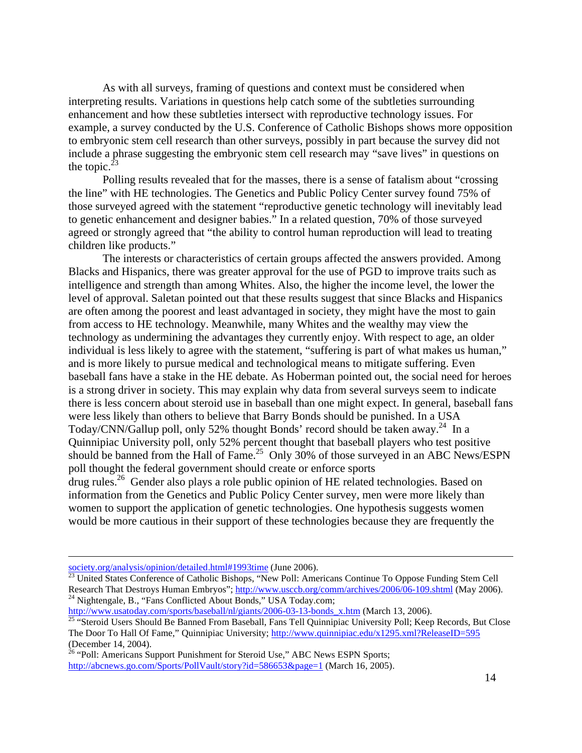As with all surveys, framing of questions and context must be considered when interpreting results. Variations in questions help catch some of the subtleties surrounding enhancement and how these subtleties intersect with reproductive technology issues. For example, a survey conducted by the U.S. Conference of Catholic Bishops shows more opposition to embryonic stem cell research than other surveys, possibly in part because the survey did not include a phrase suggesting the embryonic stem cell research may "save lives" in questions on the topic.[23]

Polling results revealed that for the masses, there is a sense of fatalism about "crossing the line" with HE technologies. The Genetics and Public Policy Center survey found 75% of those surveyed agreed with the statement "reproductive genetic technology will inevitably lead to genetic enhancement and designer babies." In a related question, 70% of those surveyed agreed or strongly agreed that "the ability to control human reproduction will lead to treating children like products."

The interests or characteristics of certain groups affected the answers provided. Among Blacks and Hispanics, there was greater approval for the use of PGD to improve traits such as intelligence and strength than among Whites. Also, the higher the income level, the lower the level of approval. Saletan pointed out that these results suggest that since Blacks and Hispanics are often among the poorest and least advantaged in society, they might have the most to gain from access to HE technology. Meanwhile, many Whites and the wealthy may view the technology as undermining the advantages they currently enjoy. With respect to age, an older individual is less likely to agree with the statement, "suffering is part of what makes us human," and is more likely to pursue medical and technological means to mitigate suffering. Even baseball fans have a stake in the HE debate. As Hoberman pointed out, the social need for heroes is a strong driver in society. This may explain why data from several surveys seem to indicate there is less concern about steroid use in baseball than one might expect. In general, baseball fans were less likely than others to believe that Barry Bonds should be punished. In a USA Today/CNN/Gallup poll, only 52% thought Bonds' record should be taken away.[24] In a Quinnipiac University poll, only 52% percent thought that baseball players who test positive should be banned from the Hall of Fame.[25] Only 30% of those surveyed in an ABC News/ESPN poll thought the federal government should create or enforce sports drug rules.[26] Gender also plays a role public opinion of HE related technologies. Based on information from the Genetics and Public Policy Center survey, men were more likely than women to support the application of genetic technologies. One hypothesis suggests women would be more cautious in their support of these technologies because they are frequently the

---

society.org/analysis/opinion/detailed.html#1993time (June 2006).

[23] United States Conference of Catholic Bishops, "New Poll: Americans Continue To Oppose Funding Stem Cell Research That Destroys Human Embryos"; http://www.usccb.org/comm/archives/2006/06-109.shtml (May 2006).

[24] Nightengale, B., "Fans Conflicted About Bonds," USA Today.com; http://www.usatoday.com/sports/baseball/nl/giants/2006-03-13-bonds_x.htm (March 13, 2006).

[25] "Steroid Users Should Be Banned From Baseball, Fans Tell Quinnipiac University Poll; Keep Records, But Close The Door To Hall Of Fame," Quinnipiac University; http://www.quinnipiac.edu/x1295.xml?ReleaseID=595 (December 14, 2004).

[26] "Poll: Americans Support Punishment for Steroid Use," ABC News ESPN Sports; http://abcnews.go.com/Sports/PollVault/story?id=586653&page=1 (March 16, 2005).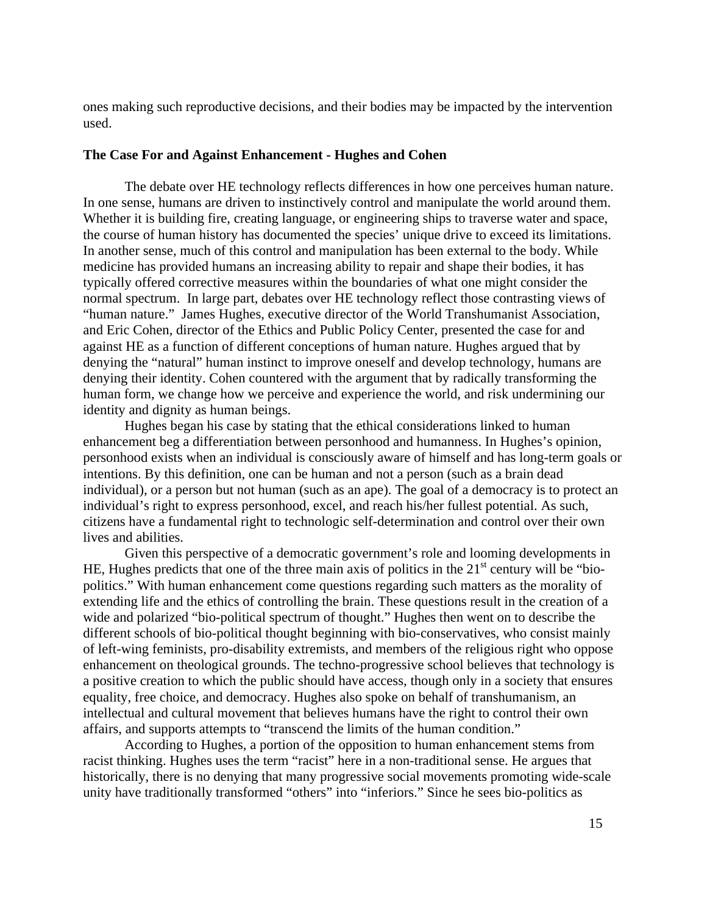ones making such reproductive decisions, and their bodies may be impacted by the intervention used.

### The Case For and Against Enhancement - Hughes and Cohen

The debate over HE technology reflects differences in how one perceives human nature. In one sense, humans are driven to instinctively control and manipulate the world around them. Whether it is building fire, creating language, or engineering ships to traverse water and space, the course of human history has documented the species' unique drive to exceed its limitations. In another sense, much of this control and manipulation has been external to the body. While medicine has provided humans an increasing ability to repair and shape their bodies, it has typically offered corrective measures within the boundaries of what one might consider the normal spectrum. In large part, debates over HE technology reflect those contrasting views of "human nature." James Hughes, executive director of the World Transhumanist Association, and Eric Cohen, director of the Ethics and Public Policy Center, presented the case for and against HE as a function of different conceptions of human nature. Hughes argued that by denying the "natural" human instinct to improve oneself and develop technology, humans are denying their identity. Cohen countered with the argument that by radically transforming the human form, we change how we perceive and experience the world, and risk undermining our identity and dignity as human beings.

Hughes began his case by stating that the ethical considerations linked to human enhancement beg a differentiation between personhood and humanness. In Hughes's opinion, personhood exists when an individual is consciously aware of himself and has long-term goals or intentions. By this definition, one can be human and not a person (such as a brain dead individual), or a person but not human (such as an ape). The goal of a democracy is to protect an individual's right to express personhood, excel, and reach his/her fullest potential. As such, citizens have a fundamental right to technologic self-determination and control over their own lives and abilities.

Given this perspective of a democratic government's role and looming developments in HE, Hughes predicts that one of the three main axis of politics in the 21st century will be "bio-politics." With human enhancement come questions regarding such matters as the morality of extending life and the ethics of controlling the brain. These questions result in the creation of a wide and polarized "bio-political spectrum of thought." Hughes then went on to describe the different schools of bio-political thought beginning with bio-conservatives, who consist mainly of left-wing feminists, pro-disability extremists, and members of the religious right who oppose enhancement on theological grounds. The techno-progressive school believes that technology is a positive creation to which the public should have access, though only in a society that ensures equality, free choice, and democracy. Hughes also spoke on behalf of transhumanism, an intellectual and cultural movement that believes humans have the right to control their own affairs, and supports attempts to "transcend the limits of the human condition."

According to Hughes, a portion of the opposition to human enhancement stems from racist thinking. Hughes uses the term "racist" here in a non-traditional sense. He argues that historically, there is no denying that many progressive social movements promoting wide-scale unity have traditionally transformed "others" into "inferiors." Since he sees bio-politics as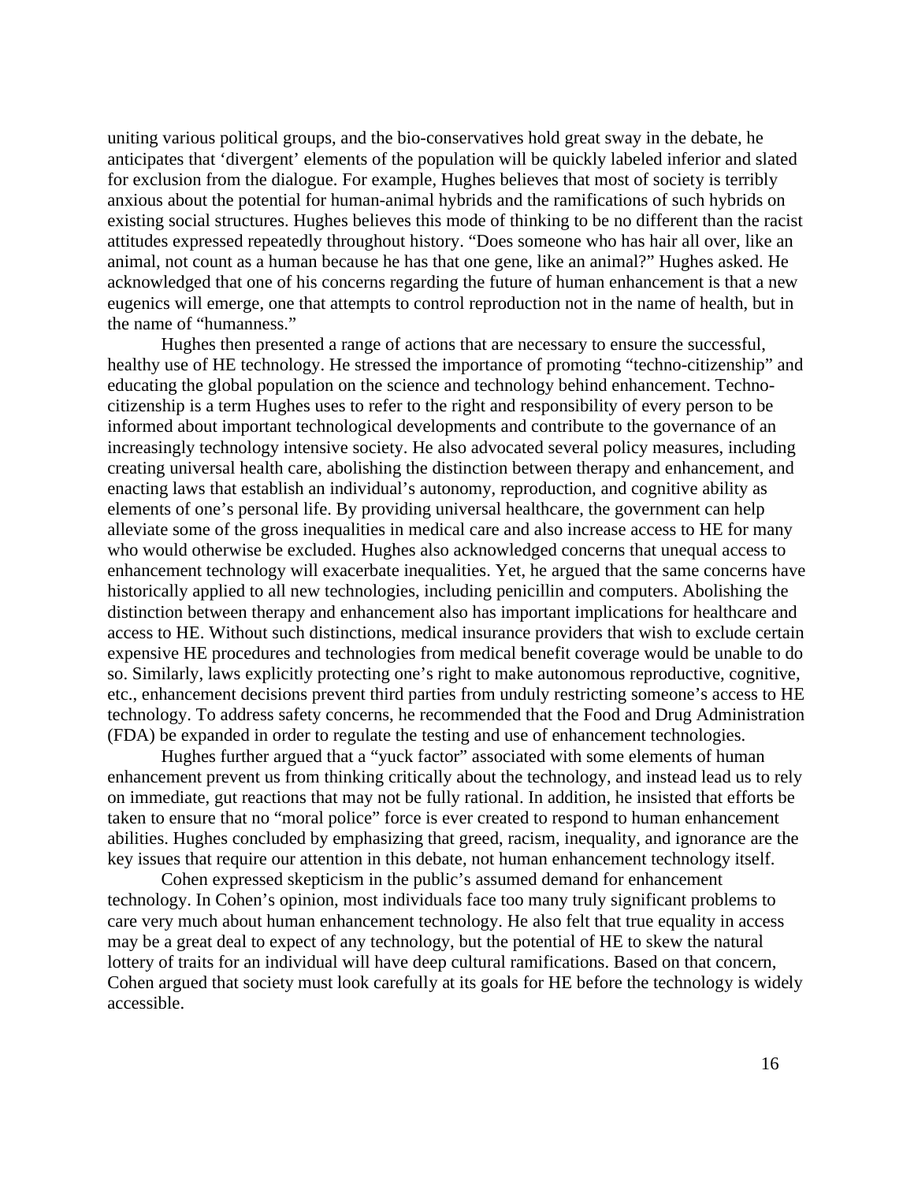uniting various political groups, and the bio-conservatives hold great sway in the debate, he anticipates that 'divergent' elements of the population will be quickly labeled inferior and slated for exclusion from the dialogue. For example, Hughes believes that most of society is terribly anxious about the potential for human-animal hybrids and the ramifications of such hybrids on existing social structures. Hughes believes this mode of thinking to be no different than the racist attitudes expressed repeatedly throughout history. "Does someone who has hair all over, like an animal, not count as a human because he has that one gene, like an animal?" Hughes asked. He acknowledged that one of his concerns regarding the future of human enhancement is that a new eugenics will emerge, one that attempts to control reproduction not in the name of health, but in the name of "humanness."

Hughes then presented a range of actions that are necessary to ensure the successful, healthy use of HE technology. He stressed the importance of promoting "techno-citizenship" and educating the global population on the science and technology behind enhancement. Techno-citizenship is a term Hughes uses to refer to the right and responsibility of every person to be informed about important technological developments and contribute to the governance of an increasingly technology intensive society. He also advocated several policy measures, including creating universal health care, abolishing the distinction between therapy and enhancement, and enacting laws that establish an individual's autonomy, reproduction, and cognitive ability as elements of one's personal life. By providing universal healthcare, the government can help alleviate some of the gross inequalities in medical care and also increase access to HE for many who would otherwise be excluded. Hughes also acknowledged concerns that unequal access to enhancement technology will exacerbate inequalities. Yet, he argued that the same concerns have historically applied to all new technologies, including penicillin and computers. Abolishing the distinction between therapy and enhancement also has important implications for healthcare and access to HE. Without such distinctions, medical insurance providers that wish to exclude certain expensive HE procedures and technologies from medical benefit coverage would be unable to do so. Similarly, laws explicitly protecting one's right to make autonomous reproductive, cognitive, etc., enhancement decisions prevent third parties from unduly restricting someone's access to HE technology. To address safety concerns, he recommended that the Food and Drug Administration (FDA) be expanded in order to regulate the testing and use of enhancement technologies.

Hughes further argued that a "yuck factor" associated with some elements of human enhancement prevent us from thinking critically about the technology, and instead lead us to rely on immediate, gut reactions that may not be fully rational. In addition, he insisted that efforts be taken to ensure that no "moral police" force is ever created to respond to human enhancement abilities. Hughes concluded by emphasizing that greed, racism, inequality, and ignorance are the key issues that require our attention in this debate, not human enhancement technology itself.

Cohen expressed skepticism in the public's assumed demand for enhancement technology. In Cohen's opinion, most individuals face too many truly significant problems to care very much about human enhancement technology. He also felt that true equality in access may be a great deal to expect of any technology, but the potential of HE to skew the natural lottery of traits for an individual will have deep cultural ramifications. Based on that concern, Cohen argued that society must look carefully at its goals for HE before the technology is widely accessible.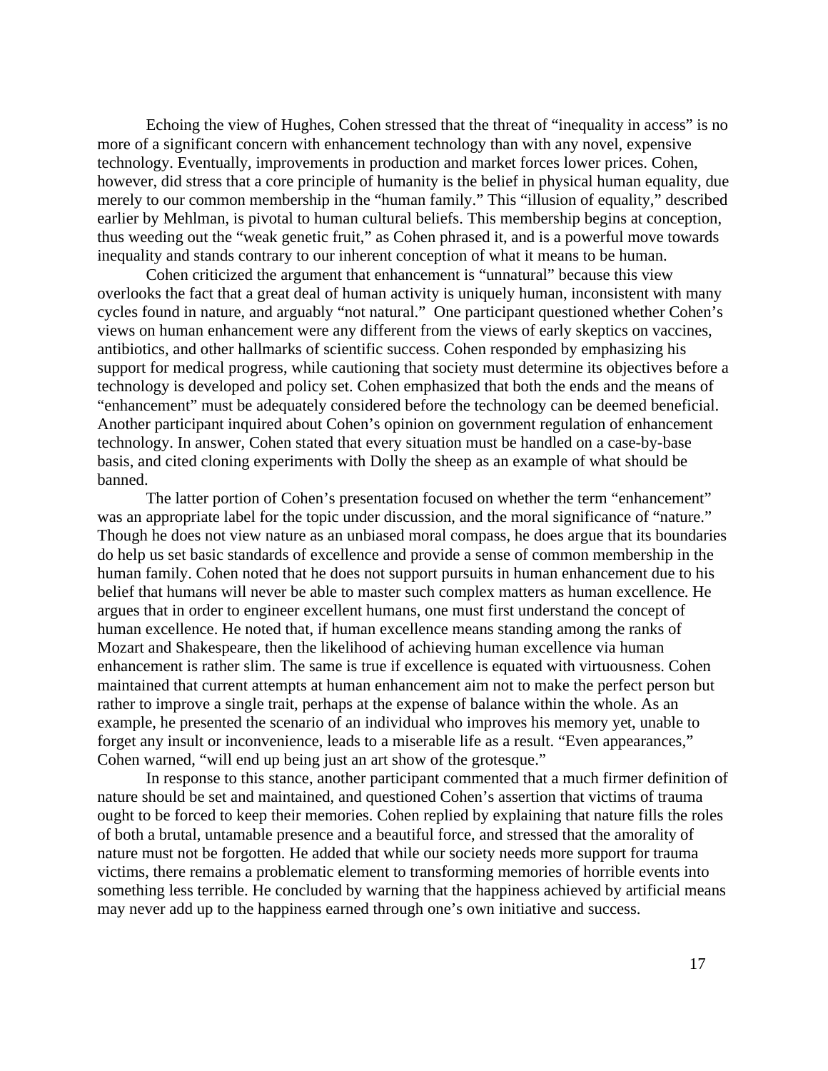Echoing the view of Hughes, Cohen stressed that the threat of "inequality in access" is no more of a significant concern with enhancement technology than with any novel, expensive technology. Eventually, improvements in production and market forces lower prices. Cohen, however, did stress that a core principle of humanity is the belief in physical human equality, due merely to our common membership in the "human family." This "illusion of equality," described earlier by Mehlman, is pivotal to human cultural beliefs. This membership begins at conception, thus weeding out the "weak genetic fruit," as Cohen phrased it, and is a powerful move towards inequality and stands contrary to our inherent conception of what it means to be human.

Cohen criticized the argument that enhancement is "unnatural" because this view overlooks the fact that a great deal of human activity is uniquely human, inconsistent with many cycles found in nature, and arguably "not natural." One participant questioned whether Cohen's views on human enhancement were any different from the views of early skeptics on vaccines, antibiotics, and other hallmarks of scientific success. Cohen responded by emphasizing his support for medical progress, while cautioning that society must determine its objectives before a technology is developed and policy set. Cohen emphasized that both the ends and the means of "enhancement" must be adequately considered before the technology can be deemed beneficial. Another participant inquired about Cohen's opinion on government regulation of enhancement technology. In answer, Cohen stated that every situation must be handled on a case-by-base basis, and cited cloning experiments with Dolly the sheep as an example of what should be banned.

The latter portion of Cohen's presentation focused on whether the term "enhancement" was an appropriate label for the topic under discussion, and the moral significance of "nature." Though he does not view nature as an unbiased moral compass, he does argue that its boundaries do help us set basic standards of excellence and provide a sense of common membership in the human family. Cohen noted that he does not support pursuits in human enhancement due to his belief that humans will never be able to master such complex matters as human excellence. He argues that in order to engineer excellent humans, one must first understand the concept of human excellence. He noted that, if human excellence means standing among the ranks of Mozart and Shakespeare, then the likelihood of achieving human excellence via human enhancement is rather slim. The same is true if excellence is equated with virtuousness. Cohen maintained that current attempts at human enhancement aim not to make the perfect person but rather to improve a single trait, perhaps at the expense of balance within the whole. As an example, he presented the scenario of an individual who improves his memory yet, unable to forget any insult or inconvenience, leads to a miserable life as a result. "Even appearances," Cohen warned, "will end up being just an art show of the grotesque."

In response to this stance, another participant commented that a much firmer definition of nature should be set and maintained, and questioned Cohen's assertion that victims of trauma ought to be forced to keep their memories. Cohen replied by explaining that nature fills the roles of both a brutal, untamable presence and a beautiful force, and stressed that the amorality of nature must not be forgotten. He added that while our society needs more support for trauma victims, there remains a problematic element to transforming memories of horrible events into something less terrible. He concluded by warning that the happiness achieved by artificial means may never add up to the happiness earned through one's own initiative and success.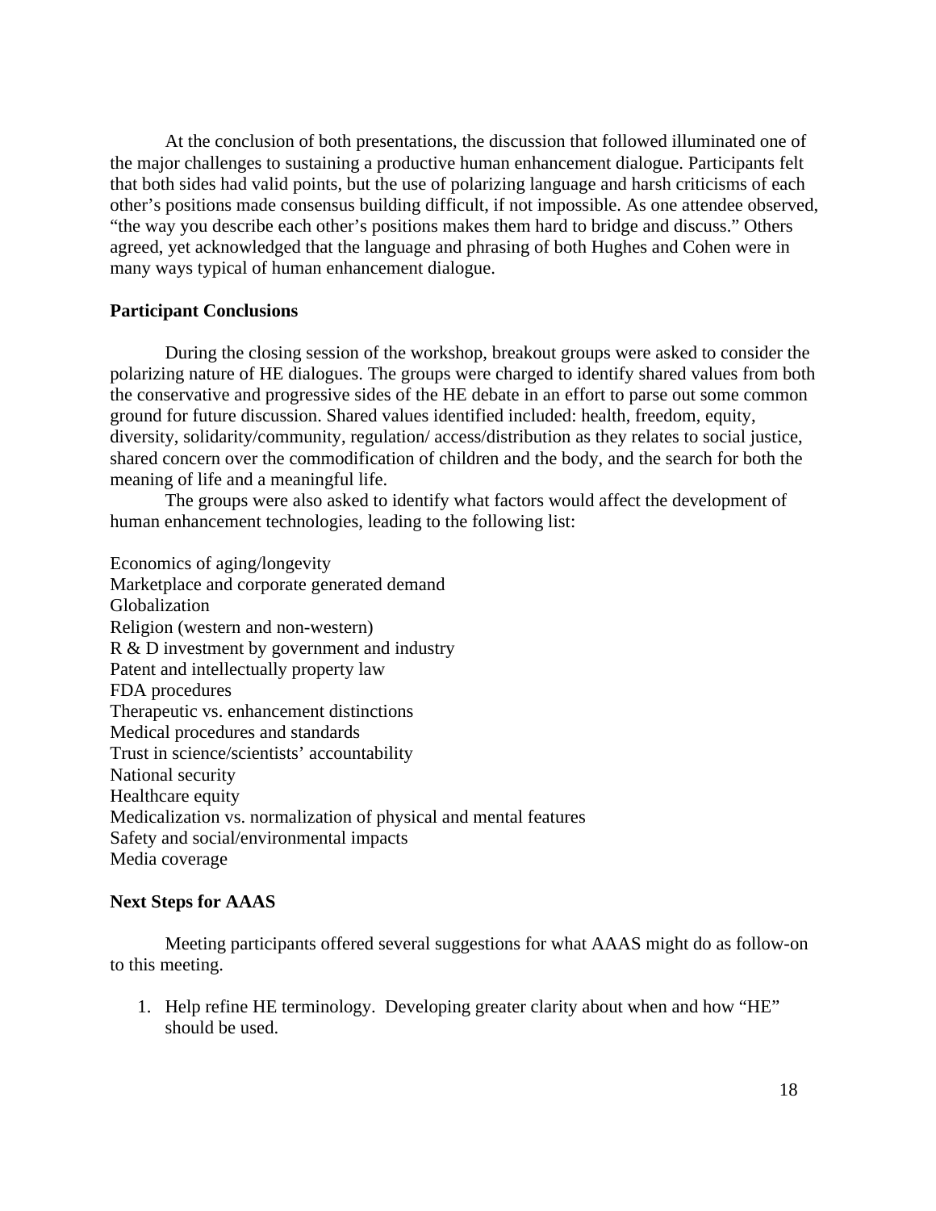At the conclusion of both presentations, the discussion that followed illuminated one of the major challenges to sustaining a productive human enhancement dialogue. Participants felt that both sides had valid points, but the use of polarizing language and harsh criticisms of each other's positions made consensus building difficult, if not impossible. As one attendee observed, "the way you describe each other's positions makes them hard to bridge and discuss." Others agreed, yet acknowledged that the language and phrasing of both Hughes and Cohen were in many ways typical of human enhancement dialogue.

**Participant Conclusions**

During the closing session of the workshop, breakout groups were asked to consider the polarizing nature of HE dialogues. The groups were charged to identify shared values from both the conservative and progressive sides of the HE debate in an effort to parse out some common ground for future discussion. Shared values identified included: health, freedom, equity, diversity, solidarity/community, regulation/ access/distribution as they relates to social justice, shared concern over the commodification of children and the body, and the search for both the meaning of life and a meaningful life.

The groups were also asked to identify what factors would affect the development of human enhancement technologies, leading to the following list:

Economics of aging/longevity
Marketplace and corporate generated demand
Globalization
Religion (western and non-western)
R & D investment by government and industry
Patent and intellectually property law
FDA procedures
Therapeutic vs. enhancement distinctions
Medical procedures and standards
Trust in science/scientists' accountability
National security
Healthcare equity
Medicalization vs. normalization of physical and mental features
Safety and social/environmental impacts
Media coverage

**Next Steps for AAAS**

Meeting participants offered several suggestions for what AAAS might do as follow-on to this meeting.

1. Help refine HE terminology. Developing greater clarity about when and how "HE" should be used.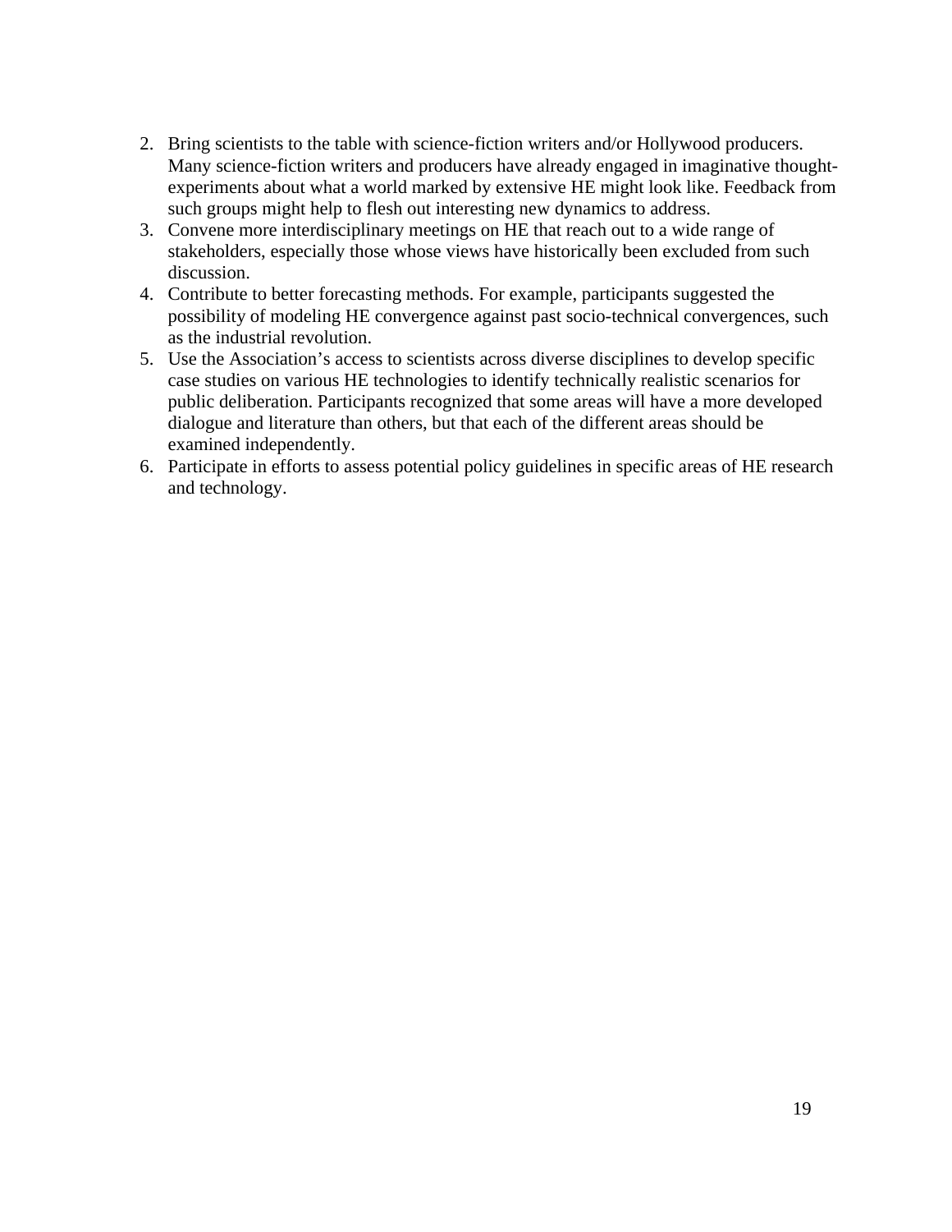2. Bring scientists to the table with science-fiction writers and/or Hollywood producers. Many science-fiction writers and producers have already engaged in imaginative thought-experiments about what a world marked by extensive HE might look like. Feedback from such groups might help to flesh out interesting new dynamics to address.
3. Convene more interdisciplinary meetings on HE that reach out to a wide range of stakeholders, especially those whose views have historically been excluded from such discussion.
4. Contribute to better forecasting methods. For example, participants suggested the possibility of modeling HE convergence against past socio-technical convergences, such as the industrial revolution.
5. Use the Association's access to scientists across diverse disciplines to develop specific case studies on various HE technologies to identify technically realistic scenarios for public deliberation. Participants recognized that some areas will have a more developed dialogue and literature than others, but that each of the different areas should be examined independently.
6. Participate in efforts to assess potential policy guidelines in specific areas of HE research and technology.